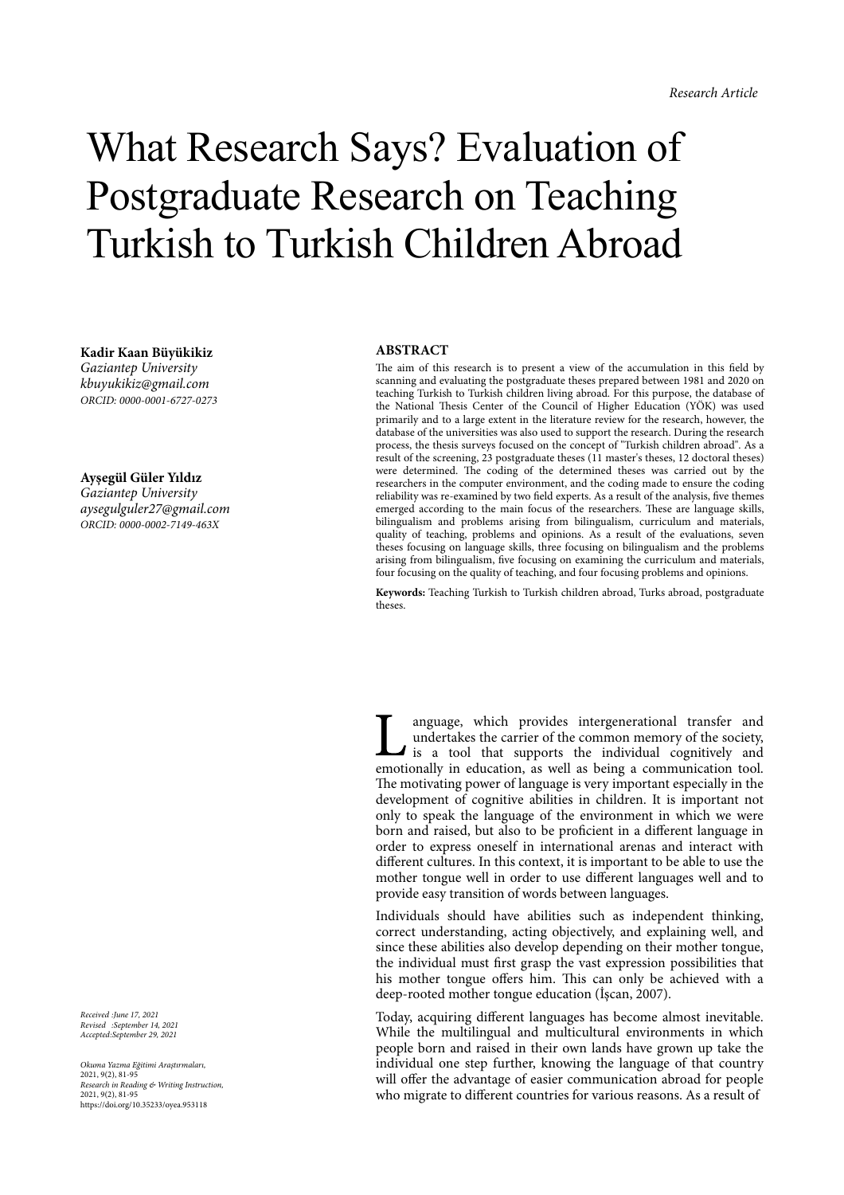*Research Article*

# What Research Says? Evaluation of Postgraduate Research on Teaching Turkish to Turkish Children Abroad

**Kadir Kaan Büyükikiz**
*Gaziantep University*
*kbuyukikiz@gmail.com*
*ORCID: 0000-0001-6727-0273*

**Ayşegül Güler Yıldız**
*Gaziantep University*
*aysegulguler27@gmail.com*
*ORCID: 0000-0002-7149-463X*

## ABSTRACT

The aim of this research is to present a view of the accumulation in this field by scanning and evaluating the postgraduate theses prepared between 1981 and 2020 on teaching Turkish to Turkish children living abroad. For this purpose, the database of the National Thesis Center of the Council of Higher Education (YÖK) was used primarily and to a large extent in the literature review for the research, however, the database of the universities was also used to support the research. During the research process, the thesis surveys focused on the concept of "Turkish children abroad". As a result of the screening, 23 postgraduate theses (11 master's theses, 12 doctoral theses) were determined. The coding of the determined theses was carried out by the researchers in the computer environment, and the coding made to ensure the coding reliability was re-examined by two field experts. As a result of the analysis, five themes emerged according to the main focus of the researchers. These are language skills, bilingualism and problems arising from bilingualism, curriculum and materials, quality of teaching, problems and opinions. As a result of the evaluations, seven theses focusing on language skills, three focusing on bilingualism and the problems arising from bilingualism, five focusing on examining the curriculum and materials, four focusing on the quality of teaching, and four focusing problems and opinions.

**Keywords:** Teaching Turkish to Turkish children abroad, Turks abroad, postgraduate theses.

*Received :June 17, 2021*
*Revised :September 14, 2021*
*Accepted:September 29, 2021*

*Okuma Yazma Eğitimi Araştırmaları,*
2021, 9(2), 81-95
*Research in Reading & Writing Instruction,*
2021, 9(2), 81-95
https://doi.org/10.35233/oyea.953118

Language, which provides intergenerational transfer and undertakes the carrier of the common memory of the society, is a tool that supports the individual cognitively and emotionally in education, as well as being a communication tool. The motivating power of language is very important especially in the development of cognitive abilities in children. It is important not only to speak the language of the environment in which we were born and raised, but also to be proficient in a different language in order to express oneself in international arenas and interact with different cultures. In this context, it is important to be able to use the mother tongue well in order to use different languages well and to provide easy transition of words between languages.

Individuals should have abilities such as independent thinking, correct understanding, acting objectively, and explaining well, and since these abilities also develop depending on their mother tongue, the individual must first grasp the vast expression possibilities that his mother tongue offers him. This can only be achieved with a deep-rooted mother tongue education (İşcan, 2007).

Today, acquiring different languages has become almost inevitable. While the multilingual and multicultural environments in which people born and raised in their own lands have grown up take the individual one step further, knowing the language of that country will offer the advantage of easier communication abroad for people who migrate to different countries for various reasons. As a result of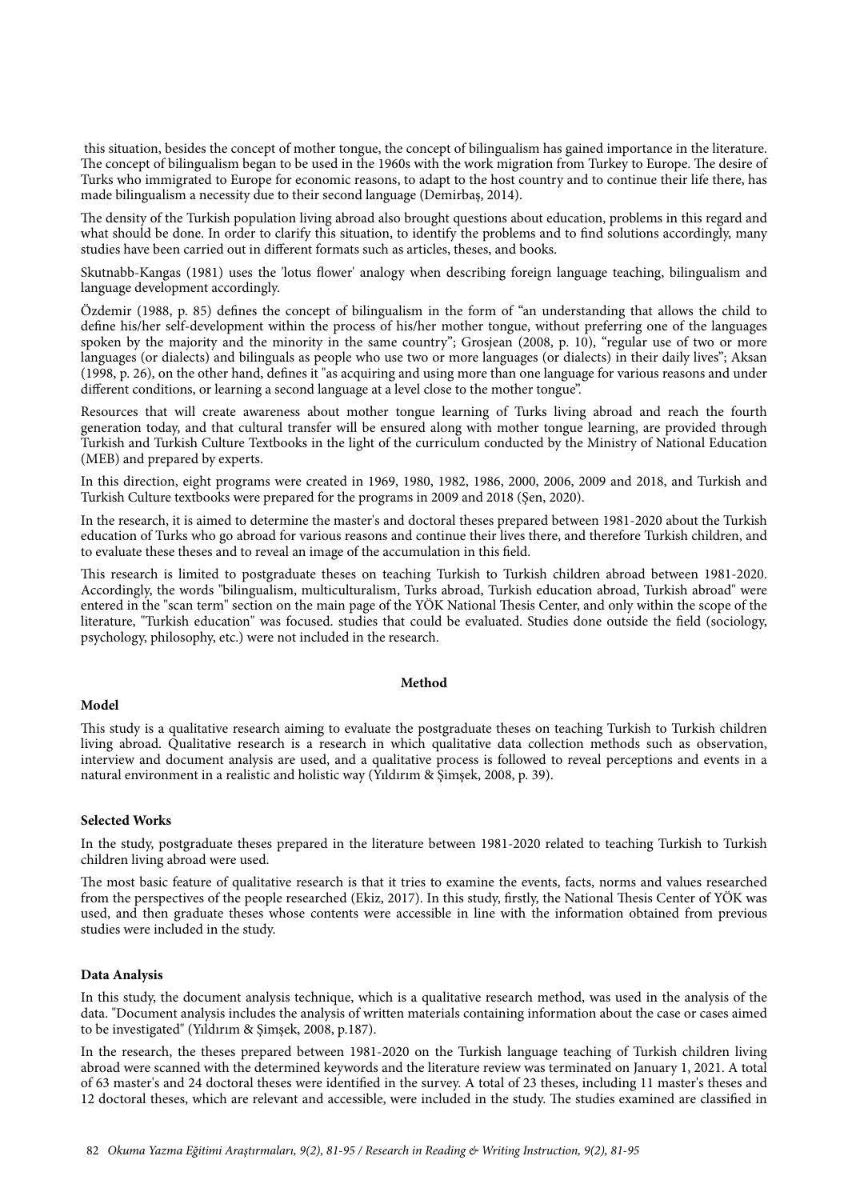this situation, besides the concept of mother tongue, the concept of bilingualism has gained importance in the literature. The concept of bilingualism began to be used in the 1960s with the work migration from Turkey to Europe. The desire of Turks who immigrated to Europe for economic reasons, to adapt to the host country and to continue their life there, has made bilingualism a necessity due to their second language (Demirbaş, 2014).

The density of the Turkish population living abroad also brought questions about education, problems in this regard and what should be done. In order to clarify this situation, to identify the problems and to find solutions accordingly, many studies have been carried out in different formats such as articles, theses, and books.

Skutnabb-Kangas (1981) uses the 'lotus flower' analogy when describing foreign language teaching, bilingualism and language development accordingly.

Özdemir (1988, p. 85) defines the concept of bilingualism in the form of "an understanding that allows the child to define his/her self-development within the process of his/her mother tongue, without preferring one of the languages spoken by the majority and the minority in the same country"; Grosjean (2008, p. 10), "regular use of two or more languages (or dialects) and bilinguals as people who use two or more languages (or dialects) in their daily lives"; Aksan (1998, p. 26), on the other hand, defines it "as acquiring and using more than one language for various reasons and under different conditions, or learning a second language at a level close to the mother tongue".

Resources that will create awareness about mother tongue learning of Turks living abroad and reach the fourth generation today, and that cultural transfer will be ensured along with mother tongue learning, are provided through Turkish and Turkish Culture Textbooks in the light of the curriculum conducted by the Ministry of National Education (MEB) and prepared by experts.

In this direction, eight programs were created in 1969, 1980, 1982, 1986, 2000, 2006, 2009 and 2018, and Turkish and Turkish Culture textbooks were prepared for the programs in 2009 and 2018 (Şen, 2020).

In the research, it is aimed to determine the master's and doctoral theses prepared between 1981-2020 about the Turkish education of Turks who go abroad for various reasons and continue their lives there, and therefore Turkish children, and to evaluate these theses and to reveal an image of the accumulation in this field.

This research is limited to postgraduate theses on teaching Turkish to Turkish children abroad between 1981-2020. Accordingly, the words "bilingualism, multiculturalism, Turks abroad, Turkish education abroad, Turkish abroad" were entered in the "scan term" section on the main page of the YÖK National Thesis Center, and only within the scope of the literature, "Turkish education" was focused. studies that could be evaluated. Studies done outside the field (sociology, psychology, philosophy, etc.) were not included in the research.

## Method

### Model

This study is a qualitative research aiming to evaluate the postgraduate theses on teaching Turkish to Turkish children living abroad. Qualitative research is a research in which qualitative data collection methods such as observation, interview and document analysis are used, and a qualitative process is followed to reveal perceptions and events in a natural environment in a realistic and holistic way (Yıldırım & Şimşek, 2008, p. 39).

### Selected Works

In the study, postgraduate theses prepared in the literature between 1981-2020 related to teaching Turkish to Turkish children living abroad were used.

The most basic feature of qualitative research is that it tries to examine the events, facts, norms and values researched from the perspectives of the people researched (Ekiz, 2017). In this study, firstly, the National Thesis Center of YÖK was used, and then graduate theses whose contents were accessible in line with the information obtained from previous studies were included in the study.

### Data Analysis

In this study, the document analysis technique, which is a qualitative research method, was used in the analysis of the data. "Document analysis includes the analysis of written materials containing information about the case or cases aimed to be investigated" (Yıldırım & Şimşek, 2008, p.187).

In the research, the theses prepared between 1981-2020 on the Turkish language teaching of Turkish children living abroad were scanned with the determined keywords and the literature review was terminated on January 1, 2021. A total of 63 master's and 24 doctoral theses were identified in the survey. A total of 23 theses, including 11 master's theses and 12 doctoral theses, which are relevant and accessible, were included in the study. The studies examined are classified in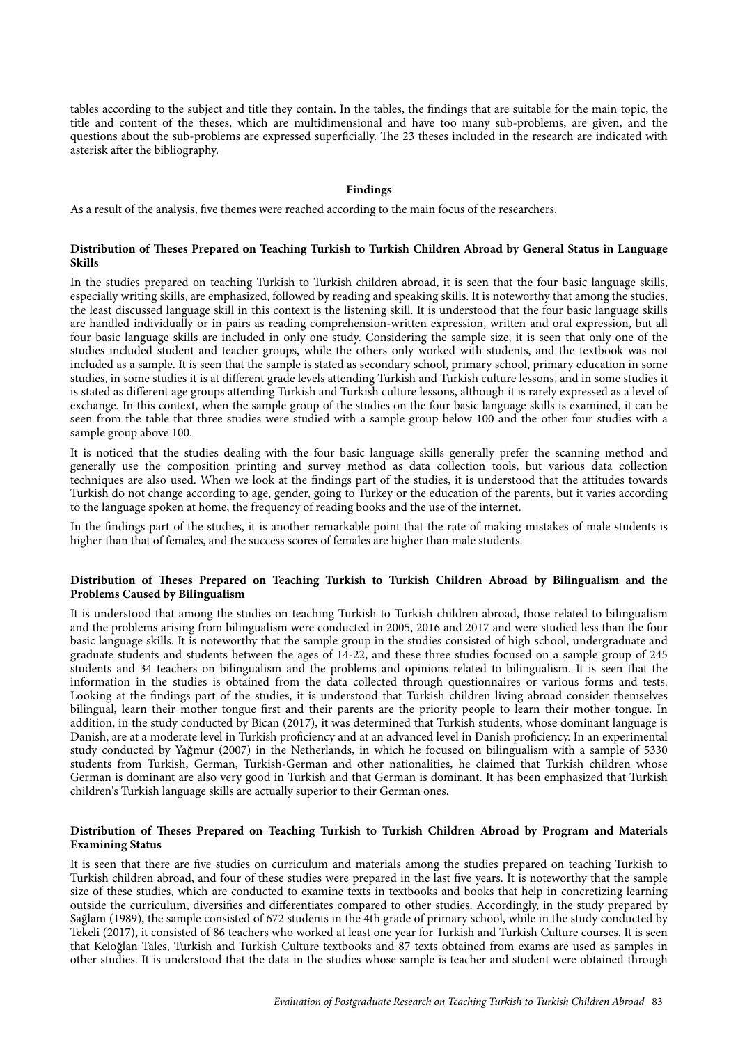tables according to the subject and title they contain. In the tables, the findings that are suitable for the main topic, the title and content of the theses, which are multidimensional and have too many sub-problems, are given, and the questions about the sub-problems are expressed superficially. The 23 theses included in the research are indicated with asterisk after the bibliography.

## Findings

As a result of the analysis, five themes were reached according to the main focus of the researchers.

### Distribution of Theses Prepared on Teaching Turkish to Turkish Children Abroad by General Status in Language Skills

In the studies prepared on teaching Turkish to Turkish children abroad, it is seen that the four basic language skills, especially writing skills, are emphasized, followed by reading and speaking skills. It is noteworthy that among the studies, the least discussed language skill in this context is the listening skill. It is understood that the four basic language skills are handled individually or in pairs as reading comprehension-written expression, written and oral expression, but all four basic language skills are included in only one study. Considering the sample size, it is seen that only one of the studies included student and teacher groups, while the others only worked with students, and the textbook was not included as a sample. It is seen that the sample is stated as secondary school, primary school, primary education in some studies, in some studies it is at different grade levels attending Turkish and Turkish culture lessons, and in some studies it is stated as different age groups attending Turkish and Turkish culture lessons, although it is rarely expressed as a level of exchange. In this context, when the sample group of the studies on the four basic language skills is examined, it can be seen from the table that three studies were studied with a sample group below 100 and the other four studies with a sample group above 100.

It is noticed that the studies dealing with the four basic language skills generally prefer the scanning method and generally use the composition printing and survey method as data collection tools, but various data collection techniques are also used. When we look at the findings part of the studies, it is understood that the attitudes towards Turkish do not change according to age, gender, going to Turkey or the education of the parents, but it varies according to the language spoken at home, the frequency of reading books and the use of the internet.

In the findings part of the studies, it is another remarkable point that the rate of making mistakes of male students is higher than that of females, and the success scores of females are higher than male students.

### Distribution of Theses Prepared on Teaching Turkish to Turkish Children Abroad by Bilingualism and the Problems Caused by Bilingualism

It is understood that among the studies on teaching Turkish to Turkish children abroad, those related to bilingualism and the problems arising from bilingualism were conducted in 2005, 2016 and 2017 and were studied less than the four basic language skills. It is noteworthy that the sample group in the studies consisted of high school, undergraduate and graduate students and students between the ages of 14-22, and these three studies focused on a sample group of 245 students and 34 teachers on bilingualism and the problems and opinions related to bilingualism. It is seen that the information in the studies is obtained from the data collected through questionnaires or various forms and tests. Looking at the findings part of the studies, it is understood that Turkish children living abroad consider themselves bilingual, learn their mother tongue first and their parents are the priority people to learn their mother tongue. In addition, in the study conducted by Bican (2017), it was determined that Turkish students, whose dominant language is Danish, are at a moderate level in Turkish proficiency and at an advanced level in Danish proficiency. In an experimental study conducted by Yağmur (2007) in the Netherlands, in which he focused on bilingualism with a sample of 5330 students from Turkish, German, Turkish-German and other nationalities, he claimed that Turkish children whose German is dominant are also very good in Turkish and that German is dominant. It has been emphasized that Turkish children's Turkish language skills are actually superior to their German ones.

### Distribution of Theses Prepared on Teaching Turkish to Turkish Children Abroad by Program and Materials Examining Status

It is seen that there are five studies on curriculum and materials among the studies prepared on teaching Turkish to Turkish children abroad, and four of these studies were prepared in the last five years. It is noteworthy that the sample size of these studies, which are conducted to examine texts in textbooks and books that help in concretizing learning outside the curriculum, diversifies and differentiates compared to other studies. Accordingly, in the study prepared by Sağlam (1989), the sample consisted of 672 students in the 4th grade of primary school, while in the study conducted by Tekeli (2017), it consisted of 86 teachers who worked at least one year for Turkish and Turkish Culture courses. It is seen that Keloğlan Tales, Turkish and Turkish Culture textbooks and 87 texts obtained from exams are used as samples in other studies. It is understood that the data in the studies whose sample is teacher and student were obtained through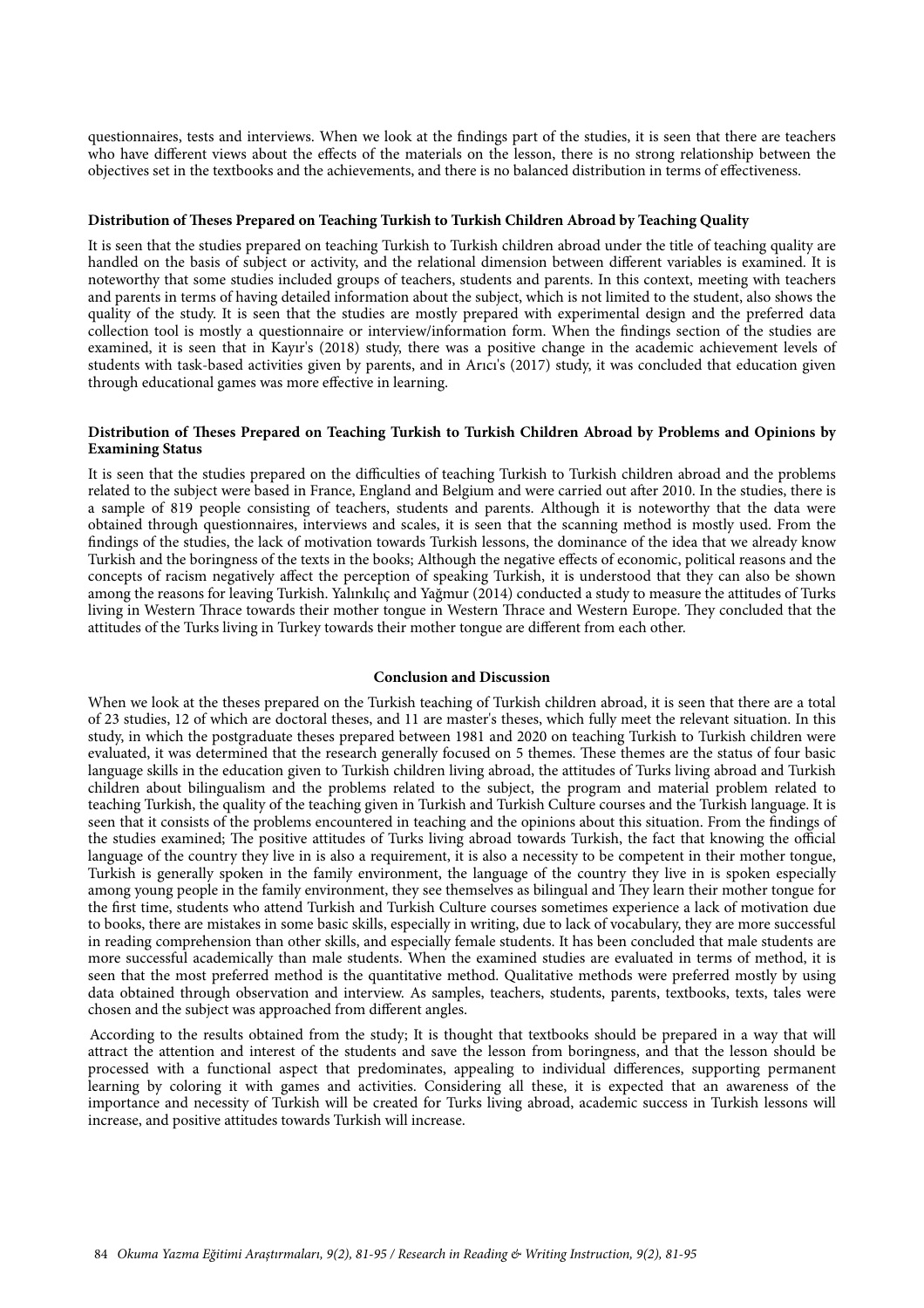questionnaires, tests and interviews. When we look at the findings part of the studies, it is seen that there are teachers who have different views about the effects of the materials on the lesson, there is no strong relationship between the objectives set in the textbooks and the achievements, and there is no balanced distribution in terms of effectiveness.

**Distribution of Theses Prepared on Teaching Turkish to Turkish Children Abroad by Teaching Quality**

It is seen that the studies prepared on teaching Turkish to Turkish children abroad under the title of teaching quality are handled on the basis of subject or activity, and the relational dimension between different variables is examined. It is noteworthy that some studies included groups of teachers, students and parents. In this context, meeting with teachers and parents in terms of having detailed information about the subject, which is not limited to the student, also shows the quality of the study. It is seen that the studies are mostly prepared with experimental design and the preferred data collection tool is mostly a questionnaire or interview/information form. When the findings section of the studies are examined, it is seen that in Kayır's (2018) study, there was a positive change in the academic achievement levels of students with task-based activities given by parents, and in Arıcı's (2017) study, it was concluded that education given through educational games was more effective in learning.

**Distribution of Theses Prepared on Teaching Turkish to Turkish Children Abroad by Problems and Opinions by Examining Status**

It is seen that the studies prepared on the difficulties of teaching Turkish to Turkish children abroad and the problems related to the subject were based in France, England and Belgium and were carried out after 2010. In the studies, there is a sample of 819 people consisting of teachers, students and parents. Although it is noteworthy that the data were obtained through questionnaires, interviews and scales, it is seen that the scanning method is mostly used. From the findings of the studies, the lack of motivation towards Turkish lessons, the dominance of the idea that we already know Turkish and the boringness of the texts in the books; Although the negative effects of economic, political reasons and the concepts of racism negatively affect the perception of speaking Turkish, it is understood that they can also be shown among the reasons for leaving Turkish. Yalınkılıç and Yağmur (2014) conducted a study to measure the attitudes of Turks living in Western Thrace towards their mother tongue in Western Thrace and Western Europe. They concluded that the attitudes of the Turks living in Turkey towards their mother tongue are different from each other.

## Conclusion and Discussion

When we look at the theses prepared on the Turkish teaching of Turkish children abroad, it is seen that there are a total of 23 studies, 12 of which are doctoral theses, and 11 are master's theses, which fully meet the relevant situation. In this study, in which the postgraduate theses prepared between 1981 and 2020 on teaching Turkish to Turkish children were evaluated, it was determined that the research generally focused on 5 themes. These themes are the status of four basic language skills in the education given to Turkish children living abroad, the attitudes of Turks living abroad and Turkish children about bilingualism and the problems related to the subject, the program and material problem related to teaching Turkish, the quality of the teaching given in Turkish and Turkish Culture courses and the Turkish language. It is seen that it consists of the problems encountered in teaching and the opinions about this situation. From the findings of the studies examined; The positive attitudes of Turks living abroad towards Turkish, the fact that knowing the official language of the country they live in is also a requirement, it is also a necessity to be competent in their mother tongue, Turkish is generally spoken in the family environment, the language of the country they live in is spoken especially among young people in the family environment, they see themselves as bilingual and They learn their mother tongue for the first time, students who attend Turkish and Turkish Culture courses sometimes experience a lack of motivation due to books, there are mistakes in some basic skills, especially in writing, due to lack of vocabulary, they are more successful in reading comprehension than other skills, and especially female students. It has been concluded that male students are more successful academically than male students. When the examined studies are evaluated in terms of method, it is seen that the most preferred method is the quantitative method. Qualitative methods were preferred mostly by using data obtained through observation and interview. As samples, teachers, students, parents, textbooks, texts, tales were chosen and the subject was approached from different angles.

According to the results obtained from the study; It is thought that textbooks should be prepared in a way that will attract the attention and interest of the students and save the lesson from boringness, and that the lesson should be processed with a functional aspect that predominates, appealing to individual differences, supporting permanent learning by coloring it with games and activities. Considering all these, it is expected that an awareness of the importance and necessity of Turkish will be created for Turks living abroad, academic success in Turkish lessons will increase, and positive attitudes towards Turkish will increase.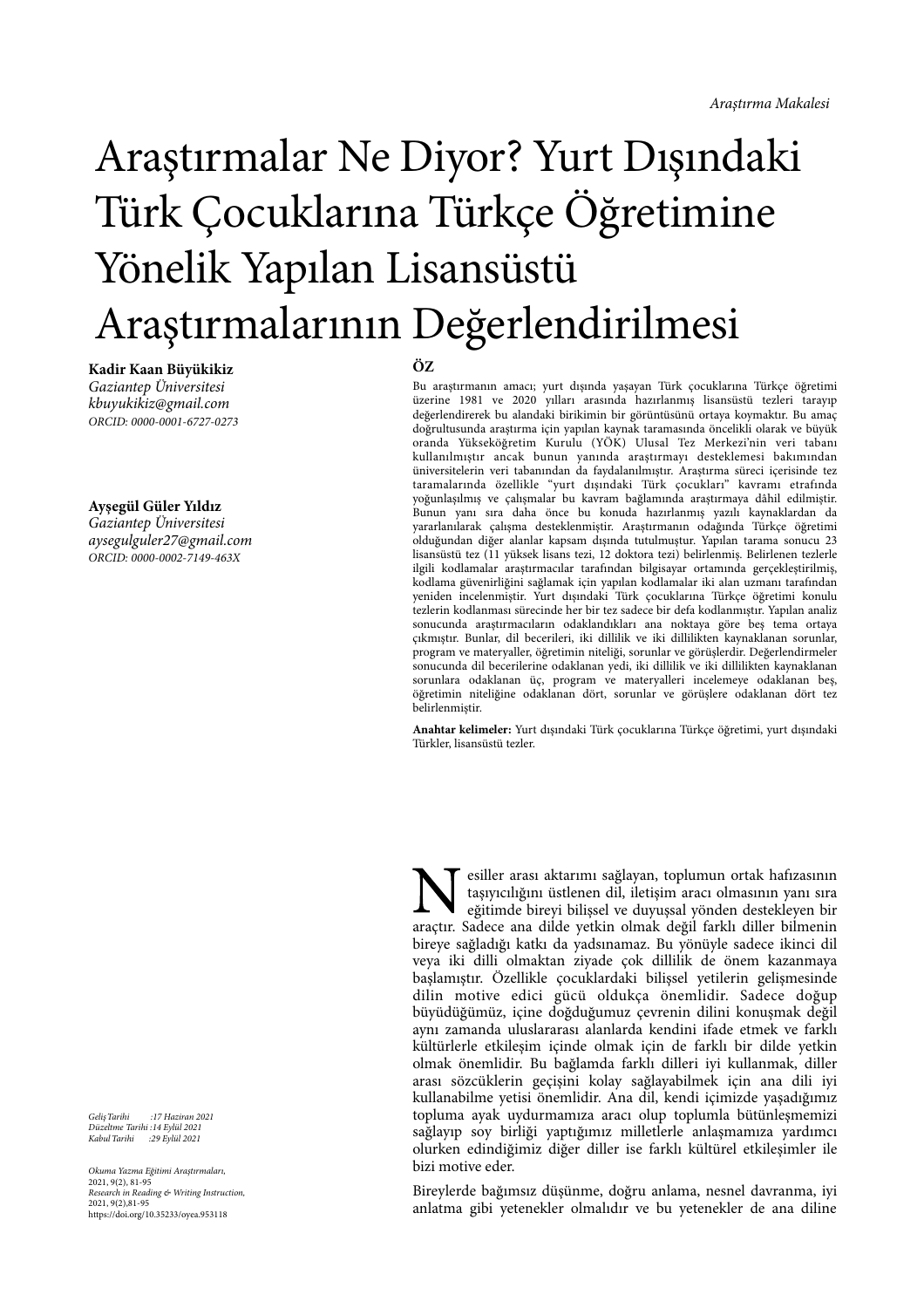*Araştırma Makalesi*

# Araştırmalar Ne Diyor? Yurt Dışındaki Türk Çocuklarına Türkçe Öğretimine Yönelik Yapılan Lisansüstü Araştırmalarının Değerlendirilmesi

**Kadir Kaan Büyükikiz**
*Gaziantep Üniversitesi*
*kbuyukikiz@gmail.com*
*ORCID: 0000-0001-6727-0273*

**Ayşegül Güler Yıldız**
*Gaziantep Üniversitesi*
*aysegulguler27@gmail.com*
*ORCID: 0000-0002-7149-463X*

## ÖZ

Bu araştırmanın amacı; yurt dışında yaşayan Türk çocuklarına Türkçe öğretimi üzerine 1981 ve 2020 yılları arasında hazırlanmış lisansüstü tezleri tarayıp değerlendirerek bu alandaki birikimin bir görüntüsünü ortaya koymaktır. Bu amaç doğrultusunda araştırma için yapılan kaynak taramasında öncelikli olarak ve büyük oranda Yükseköğretim Kurulu (YÖK) Ulusal Tez Merkezi'nin veri tabanı kullanılmıştır ancak bunun yanında araştırmayı desteklemesi bakımından üniversitelerin veri tabanından da faydalanılmıştır. Araştırma süreci içerisinde tez taramalarında özellikle "yurt dışındaki Türk çocukları" kavramı etrafında yoğunlaşılmış ve çalışmalar bu kavram bağlamında araştırmaya dâhil edilmiştir. Bunun yanı sıra daha önce bu konuda hazırlanmış yazılı kaynaklardan da yararlanılarak çalışma desteklenmiştir. Araştırmanın odağında Türkçe öğretimi olduğundan diğer alanlar kapsam dışında tutulmuştur. Yapılan tarama sonucu 23 lisansüstü tez (11 yüksek lisans tezi, 12 doktora tezi) belirlenmiş. Belirlenen tezlerle ilgili kodlamalar araştırmacılar tarafından bilgisayar ortamında gerçekleştirilmiş, kodlama güvenirliğini sağlamak için yapılan kodlamalar iki alan uzmanı tarafından yeniden incelenmiştir. Yurt dışındaki Türk çocuklarına Türkçe öğretimi konulu tezlerin kodlanması sürecinde her bir tez sadece bir defa kodlanmıştır. Yapılan analiz sonucunda araştırmacıların odaklandıkları ana noktaya göre beş tema ortaya çıkmıştır. Bunlar, dil becerileri, iki dillilik ve iki dillilikten kaynaklanan sorunlar, program ve materyaller, öğretimin niteliği, sorunlar ve görüşlerdir. Değerlendirmeler sonucunda dil becerilerine odaklanan yedi, iki dillilik ve iki dillilikten kaynaklanan sorunlara odaklanan üç, program ve materyalleri incelemeye odaklanan beş, öğretimin niteliğine odaklanan dört, sorunlar ve görüşlere odaklanan dört tez belirlenmiştir.

**Anahtar kelimeler:** Yurt dışındaki Türk çocuklarına Türkçe öğretimi, yurt dışındaki Türkler, lisansüstü tezler.

*Geliş Tarihi :17 Haziran 2021*
*Düzeltme Tarihi :14 Eylül 2021*
*Kabul Tarihi :29 Eylül 2021*

*Okuma Yazma Eğitimi Araştırmaları,* 2021, 9(2), 81-95
*Research in Reading & Writing Instruction,* 2021, 9(2),81-95
https://doi.org/10.35233/oyea.953118

Nesiller arası aktarımı sağlayan, toplumun ortak hafızasının taşıyıcılığını üstlenen dil, iletişim aracı olmasının yanı sıra eğitimde bireyi bilişsel ve duyuşsal yönden destekleyen bir araçtır. Sadece ana dilde yetkin olmak değil farklı diller bilmenin bireye sağladığı katkı da yadsınamaz. Bu yönüyle sadece ikinci dil veya iki dilli olmaktan ziyade çok dillilik de önem kazanmaya başlamıştır. Özellikle çocuklardaki bilişsel yetilerin gelişmesinde dilin motive edici gücü oldukça önemlidir. Sadece doğup büyüdüğümüz, içine doğduğumuz çevrenin dilini konuşmak değil aynı zamanda uluslararası alanlarda kendini ifade etmek ve farklı kültürlerle etkileşim içinde olmak için de farklı bir dilde yetkin olmak önemlidir. Bu bağlamda farklı dilleri iyi kullanmak, diller arası sözcüklerin geçişini kolay sağlayabilmek için ana dili iyi kullanabilme yetisi önemlidir. Ana dil, kendi içimizde yaşadığımız topluma ayak uydurmamıza aracı olup toplumla bütünleşmemizi sağlayıp soy birliği yaptığımız milletlerle anlaşmamıza yardımcı olurken edindiğimiz diğer diller ise farklı kültürel etkileşimler ile bizi motive eder.

Bireylerde bağımsız düşünme, doğru anlama, nesnel davranma, iyi anlatma gibi yetenekler olmalıdır ve bu yetenekler de ana diline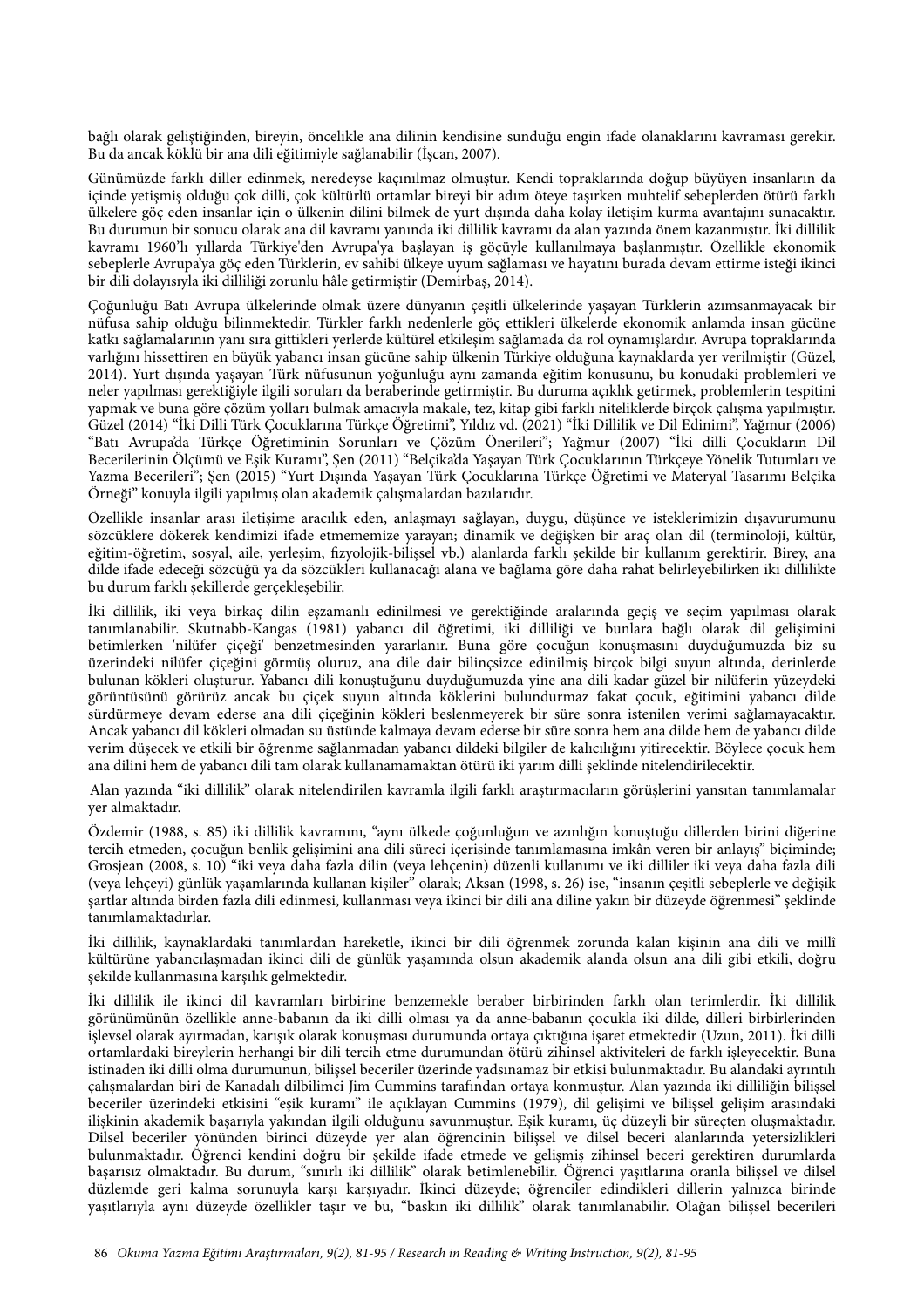bağlı olarak geliştiğinden, bireyin, öncelikle ana dilinin kendisine sunduğu engin ifade olanaklarını kavraması gerekir. Bu da ancak köklü bir ana dili eğitimiyle sağlanabilir (İşcan, 2007).

Günümüzde farklı diller edinmek, neredeyse kaçınılmaz olmuştur. Kendi topraklarında doğup büyüyen insanların da içinde yetişmiş olduğu çok dilli, çok kültürlü ortamlar bireyi bir adım öteye taşırken muhtelif sebeplerden ötürü farklı ülkelere göç eden insanlar için o ülkenin dilini bilmek de yurt dışında daha kolay iletişim kurma avantajını sunacaktır. Bu durumun bir sonucu olarak ana dil kavramı yanında iki dillilik kavramı da alan yazında önem kazanmıştır. İki dillilik kavramı 1960'lı yıllarda Türkiye'den Avrupa'ya başlayan iş göçüyle kullanılmaya başlanmıştır. Özellikle ekonomik sebeplerle Avrupa'ya göç eden Türklerin, ev sahibi ülkeye uyum sağlaması ve hayatını burada devam ettirme isteği ikinci bir dili dolayısıyla iki dilliliği zorunlu hâle getirmiştir (Demirbaş, 2014).

Çoğunluğu Batı Avrupa ülkelerinde olmak üzere dünyanın çeşitli ülkelerinde yaşayan Türklerin azımsanmayacak bir nüfusa sahip olduğu bilinmektedir. Türkler farklı nedenlerle göç ettikleri ülkelerde ekonomik anlamda insan gücüne katkı sağlamalarının yanı sıra gittikleri yerlerde kültürel etkileşim sağlamada da rol oynamışlardır. Avrupa topraklarında varlığını hissettiren en büyük yabancı insan gücüne sahip ülkenin Türkiye olduğuna kaynaklarda yer verilmiştir (Güzel, 2014). Yurt dışında yaşayan Türk nüfusunun yoğunluğu aynı zamanda eğitim konusunu, bu konudaki problemleri ve neler yapılması gerektiğiyle ilgili soruları da beraberinde getirmiştir. Bu duruma açıklık getirmek, problemlerin tespitini yapmak ve buna göre çözüm yolları bulmak amacıyla makale, tez, kitap gibi farklı niteliklerde birçok çalışma yapılmıştır. Güzel (2014) "İki Dilli Türk Çocuklarına Türkçe Öğretimi", Yıldız vd. (2021) "İki Dillilik ve Dil Edinimi", Yağmur (2006) "Batı Avrupa'da Türkçe Öğretiminin Sorunları ve Çözüm Önerileri"; Yağmur (2007) "İki dilli Çocukların Dil Becerilerinin Ölçümü ve Eşik Kuramı", Şen (2011) "Belçika'da Yaşayan Türk Çocuklarının Türkçeye Yönelik Tutumları ve Yazma Becerileri"; Şen (2015) "Yurt Dışında Yaşayan Türk Çocuklarına Türkçe Öğretimi ve Materyal Tasarımı Belçika Örneği" konuyla ilgili yapılmış olan akademik çalışmalardan bazılarıdır.

Özellikle insanlar arası iletişime aracılık eden, anlaşmayı sağlayan, duygu, düşünce ve isteklerimizin dışavurumunu sözcüklere dökerek kendimizi ifade etmememize yarayan; dinamik ve değişken bir araç olan dil (terminoloji, kültür, eğitim-öğretim, sosyal, aile, yerleşim, fizyolojik-bilişsel vb.) alanlarda farklı şekilde bir kullanım gerektirir. Birey, ana dilde ifade edeceği sözcüğü ya da sözcükleri kullanacağı alana ve bağlama göre daha rahat belirleyebilirken iki dillilikte bu durum farklı şekillerde gerçekleşebilir.

İki dillilik, iki veya birkaç dilin eşzamanlı edinilmesi ve gerektiğinde aralarında geçiş ve seçim yapılması olarak tanımlanabilir. Skutnabb-Kangas (1981) yabancı dil öğretimi, iki dilliliği ve bunlara bağlı olarak dil gelişimini betimlerken 'nilüfer çiçeği' benzetmesinden yararlanır. Buna göre çocuğun konuşmasını duyduğumuzda biz su üzerindeki nilüfer çiçeğini görmüş oluruz, ana dile dair bilinçsizce edinilmiş birçok bilgi suyun altında, derinlerde bulunan kökleri oluşturur. Yabancı dili konuştuğunu duyduğumuzda yine ana dili kadar güzel bir nilüferin yüzeydeki görüntüsünü görürüz ancak bu çiçek suyun altında köklerini bulundurmaz fakat çocuk, eğitimini yabancı dilde sürdürmeye devam ederse ana dili çiçeğinin kökleri beslenmeyerek bir süre sonra istenilen verimi sağlamayacaktır. Ancak yabancı dil kökleri olmadan su üstünde kalmaya devam ederse bir süre sonra hem ana dilde hem de yabancı dilde verim düşecek ve etkili bir öğrenme sağlanmadan yabancı dildeki bilgiler de kalıcılığını yitirecektir. Böylece çocuk hem ana dilini hem de yabancı dili tam olarak kullanamamaktan ötürü iki yarım dilli şeklinde nitelendirilecektir.

Alan yazında "iki dillilik" olarak nitelendirilen kavramla ilgili farklı araştırmacıların görüşlerini yansıtan tanımlamalar yer almaktadır.

Özdemir (1988, s. 85) iki dillilik kavramını, "aynı ülkede çoğunluğun ve azınlığın konuştuğu dillerden birini diğerine tercih etmeden, çocuğun benlik gelişimini ana dili süreci içerisinde tanımlamasına imkân veren bir anlayış" biçiminde; Grosjean (2008, s. 10) "iki veya daha fazla dilin (veya lehçenin) düzenli kullanımı ve iki dilliler iki veya daha fazla dili (veya lehçeyi) günlük yaşamlarında kullanan kişiler" olarak; Aksan (1998, s. 26) ise, "insanın çeşitli sebeplerle ve değişik şartlar altında birden fazla dili edinmesi, kullanması veya ikinci bir dili ana diline yakın bir düzeyde öğrenmesi" şeklinde tanımlamaktadırlar.

İki dillilik, kaynaklardaki tanımlardan hareketle, ikinci bir dili öğrenmek zorunda kalan kişinin ana dili ve millî kültürüne yabancılaşmadan ikinci dili de günlük yaşamında olsun akademik alanda olsun ana dili gibi etkili, doğru şekilde kullanmasına karşılık gelmektedir.

İki dillilik ile ikinci dil kavramları birbirine benzemekle beraber birbirinden farklı olan terimlerdir. İki dillilik görünümünün özellikle anne-babanın da iki dilli olması ya da anne-babanın çocukla iki dilde, dilleri birbirlerinden işlevsel olarak ayırmadan, karışık olarak konuşması durumunda ortaya çıktığına işaret etmektedir (Uzun, 2011). İki dilli ortamlardaki bireylerin herhangi bir dili tercih etme durumundan ötürü zihinsel aktiviteleri de farklı işleyecektir. Buna istinaden iki dilli olma durumunun, bilişsel beceriler üzerinde yadsınamaz bir etkisi bulunmaktadır. Bu alandaki ayrıntılı çalışmalardan biri de Kanadalı dilbilimci Jim Cummins tarafından ortaya konmuştur. Alan yazında iki dilliliğin bilişsel beceriler üzerindeki etkisini "eşik kuramı" ile açıklayan Cummins (1979), dil gelişimi ve bilişsel gelişim arasındaki ilişkinin akademik başarıyla yakından ilgili olduğunu savunmuştur. Eşik kuramı, üç düzeyli bir süreçten oluşmaktadır. Dilsel beceriler yönünden birinci düzeyde yer alan öğrencinin bilişsel ve dilsel beceri alanlarında yetersizlikleri bulunmaktadır. Öğrenci kendini doğru bir şekilde ifade etmede ve gelişmiş zihinsel beceri gerektiren durumlarda başarısız olmaktadır. Bu durum, "sınırlı iki dillilik" olarak betimlenebilir. Öğrenci yaşıtlarına oranla bilişsel ve dilsel düzlemde geri kalma sorunuyla karşı karşıyadır. İkinci düzeyde; öğrenciler edindikleri dillerin yalnızca birinde yaşıtlarıyla aynı düzeyde özellikler taşır ve bu, "baskın iki dillilik" olarak tanımlanabilir. Olağan bilişsel becerileri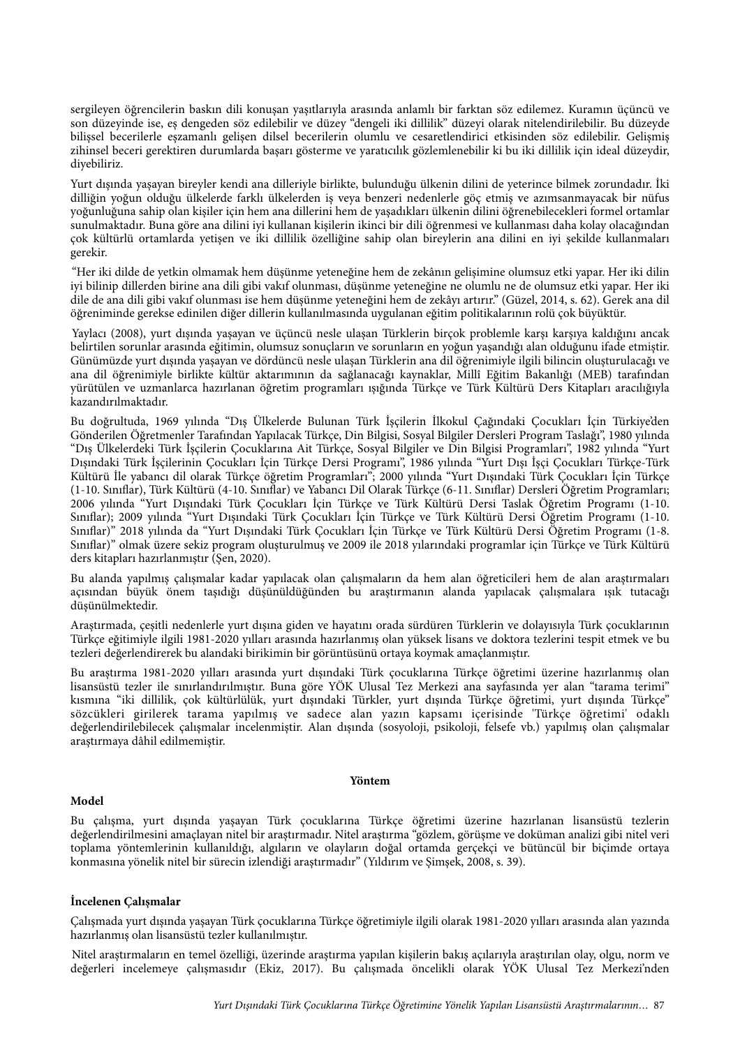sergileyen öğrencilerin baskın dili konuşan yaşıtlarıyla arasında anlamlı bir farktan söz edilemez. Kuramın üçüncü ve son düzeyinde ise, eş dengeden söz edilebilir ve düzey "dengeli iki dillilik" düzeyi olarak nitelendirilebilir. Bu düzeyde bilişsel becerilerle eşzamanlı gelişen dilsel becerilerin olumlu ve cesaretlendirici etkisinden söz edilebilir. Gelişmiş zihinsel beceri gerektiren durumlarda başarı gösterme ve yaratıcılık gözlemlenebilir ki bu iki dillilik için ideal düzeydir, diyebiliriz.

Yurt dışında yaşayan bireyler kendi ana dilleriyle birlikte, bulunduğu ülkenin dilini de yeterince bilmek zorundadır. İki dilliğin yoğun olduğu ülkelerde farklı ülkelerden iş veya benzeri nedenlerle göç etmiş ve azımsanmayacak bir nüfus yoğunluğuna sahip olan kişiler için hem ana dillerini hem de yaşadıkları ülkenin dilini öğrenebilecekleri formel ortamlar sunulmaktadır. Buna göre ana dilini iyi kullanan kişilerin ikinci bir dili öğrenmesi ve kullanması daha kolay olacağından çok kültürlü ortamlarda yetişen ve iki dillilik özelliğine sahip olan bireylerin ana dilini en iyi şekilde kullanmaları gerekir.

"Her iki dilde de yetkin olmamak hem düşünme yeteneğine hem de zekânın gelişimine olumsuz etki yapar. Her iki dilin iyi bilinip dillerden birine ana dili gibi vakıf olunması, düşünme yeteneğine ne olumlu ne de olumsuz etki yapar. Her iki dile de ana dili gibi vakıf olunması ise hem düşünme yeteneğini hem de zekâyı artırır." (Güzel, 2014, s. 62). Gerek ana dil öğreniminde gerekse edinilen diğer dillerin kullanılmasında uygulanan eğitim politikalarının rolü çok büyüktür.

Yaylacı (2008), yurt dışında yaşayan ve üçüncü nesle ulaşan Türklerin birçok problemle karşı karşıya kaldığını ancak belirtilen sorunlar arasında eğitimin, olumsuz sonuçların ve sorunların en yoğun yaşandığı alan olduğunu ifade etmiştir. Günümüzde yurt dışında yaşayan ve dördüncü nesle ulaşan Türklerin ana dil öğrenimiyle ilgili bilincin oluşturulacağı ve ana dil öğrenimiyle birlikte kültür aktarımının da sağlanacağı kaynaklar, Millî Eğitim Bakanlığı (MEB) tarafından yürütülen ve uzmanlarca hazırlanan öğretim programları ışığında Türkçe ve Türk Kültürü Ders Kitapları aracılığıyla kazandırılmaktadır.

Bu doğrultuda, 1969 yılında "Dış Ülkelerde Bulunan Türk İşçilerin İlkokul Çağındaki Çocukları İçin Türkiye'den Gönderilen Öğretmenler Tarafından Yapılacak Türkçe, Din Bilgisi, Sosyal Bilgiler Dersleri Program Taslağı", 1980 yılında "Dış Ülkelerdeki Türk İşçilerin Çocuklarına Ait Türkçe, Sosyal Bilgiler ve Din Bilgisi Programları", 1982 yılında "Yurt Dışındaki Türk İşçilerinin Çocukları İçin Türkçe Dersi Programı", 1986 yılında "Yurt Dışı İşçi Çocukları Türkçe-Türk Kültürü İle yabancı dil olarak Türkçe öğretim Programları"; 2000 yılında "Yurt Dışındaki Türk Çocukları İçin Türkçe (1-10. Sınıflar), Türk Kültürü (4-10. Sınıflar) ve Yabancı Dil Olarak Türkçe (6-11. Sınıflar) Dersleri Öğretim Programları; 2006 yılında "Yurt Dışındaki Türk Çocukları İçin Türkçe ve Türk Kültürü Dersi Taslak Öğretim Programı (1-10. Sınıflar); 2009 yılında "Yurt Dışındaki Türk Çocukları İçin Türkçe ve Türk Kültürü Dersi Öğretim Programı (1-10. Sınıflar)" 2018 yılında da "Yurt Dışındaki Türk Çocukları İçin Türkçe ve Türk Kültürü Dersi Öğretim Programı (1-8. Sınıflar)" olmak üzere sekiz program oluşturulmuş ve 2009 ile 2018 yılarındaki programlar için Türkçe ve Türk Kültürü ders kitapları hazırlanmıştır (Şen, 2020).

Bu alanda yapılmış çalışmalar kadar yapılacak olan çalışmaların da hem alan öğreticileri hem de alan araştırmaları açısından büyük önem taşıdığı düşünüldüğünden bu araştırmanın alanda yapılacak çalışmalara ışık tutacağı düşünülmektedir.

Araştırmada, çeşitli nedenlerle yurt dışına giden ve hayatını orada sürdüren Türklerin ve dolayısıyla Türk çocuklarının Türkçe eğitimiyle ilgili 1981-2020 yılları arasında hazırlanmış olan yüksek lisans ve doktora tezlerini tespit etmek ve bu tezleri değerlendirerek bu alandaki birikimin bir görüntüsünü ortaya koymak amaçlanmıştır.

Bu araştırma 1981-2020 yılları arasında yurt dışındaki Türk çocuklarına Türkçe öğretimi üzerine hazırlanmış olan lisansüstü tezler ile sınırlandırılmıştır. Buna göre YÖK Ulusal Tez Merkezi ana sayfasında yer alan "tarama terimi" kısmına "iki dillilik, çok kültürlülük, yurt dışındaki Türkler, yurt dışında Türkçe öğretimi, yurt dışında Türkçe" sözcükleri girilerek tarama yapılmış ve sadece alan yazın kapsamı içerisinde 'Türkçe öğretimi' odaklı değerlendirilebilecek çalışmalar incelenmiştir. Alan dışında (sosyoloji, psikoloji, felsefe vb.) yapılmış olan çalışmalar araştırmaya dâhil edilmemiştir.

## Yöntem

### Model

Bu çalışma, yurt dışında yaşayan Türk çocuklarına Türkçe öğretimi üzerine hazırlanan lisansüstü tezlerin değerlendirilmesini amaçlayan nitel bir araştırmadır. Nitel araştırma "gözlem, görüşme ve doküman analizi gibi nitel veri toplama yöntemlerinin kullanıldığı, algıların ve olayların doğal ortamda gerçekçi ve bütüncül bir biçimde ortaya konmasına yönelik nitel bir sürecin izlendiği araştırmadır" (Yıldırım ve Şimşek, 2008, s. 39).

### İncelenen Çalışmalar

Çalışmada yurt dışında yaşayan Türk çocuklarına Türkçe öğretimiyle ilgili olarak 1981-2020 yılları arasında alan yazında hazırlanmış olan lisansüstü tezler kullanılmıştır.

Nitel araştırmaların en temel özelliği, üzerinde araştırma yapılan kişilerin bakış açılarıyla araştırılan olay, olgu, norm ve değerleri incelemeye çalışmasıdır (Ekiz, 2017). Bu çalışmada öncelikli olarak YÖK Ulusal Tez Merkezi'nden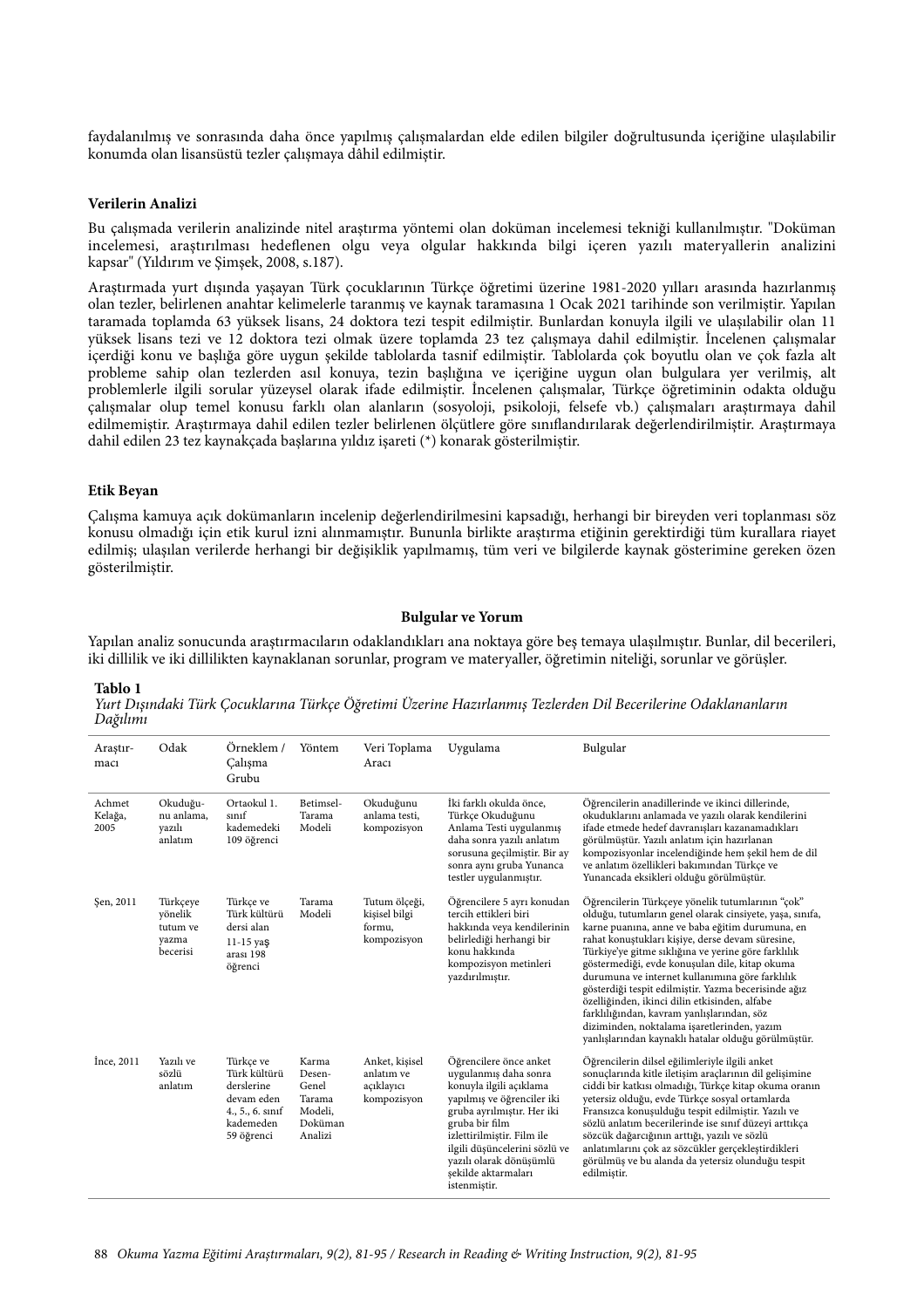faydalanılmış ve sonrasında daha önce yapılmış çalışmalardan elde edilen bilgiler doğrultusunda içeriğine ulaşılabilir konumda olan lisansüstü tezler çalışmaya dâhil edilmiştir.

### Verilerin Analizi

Bu çalışmada verilerin analizinde nitel araştırma yöntemi olan doküman incelemesi tekniği kullanılmıştır. "Doküman incelemesi, araştırılması hedeflenen olgu veya olgular hakkında bilgi içeren yazılı materyallerin analizini kapsar" (Yıldırım ve Şimşek, 2008, s.187).

Araştırmada yurt dışında yaşayan Türk çocuklarının Türkçe öğretimi üzerine 1981-2020 yılları arasında hazırlanmış olan tezler, belirlenen anahtar kelimelerle taranmış ve kaynak taramasına 1 Ocak 2021 tarihinde son verilmiştir. Yapılan taramada toplamda 63 yüksek lisans, 24 doktora tezi tespit edilmiştir. Bunlardan konuyla ilgili ve ulaşılabilir olan 11 yüksek lisans tezi ve 12 doktora tezi olmak üzere toplamda 23 tez çalışmaya dahil edilmiştir. İncelenen çalışmalar içerdiği konu ve başlığa göre uygun şekilde tablolarda tasnif edilmiştir. Tablolarda çok boyutlu olan ve çok fazla alt probleme sahip olan tezlerden asıl konuya, tezin başlığına ve içeriğine uygun olan bulgulara yer verilmiş, alt problemlerle ilgili sorular yüzeysel olarak ifade edilmiştir. İncelenen çalışmalar, Türkçe öğretiminin odakta olduğu çalışmalar olup temel konusu farklı olan alanların (sosyoloji, psikoloji, felsefe vb.) çalışmaları araştırmaya dahil edilmemiştir. Araştırmaya dahil edilen tezler belirlenen ölçütlere göre sınıflandırılarak değerlendirilmiştir. Araştırmaya dahil edilen 23 tez kaynakçada başlarına yıldız işareti (*) konarak gösterilmiştir.

### Etik Beyan

Çalışma kamuya açık dokümanların incelenip değerlendirilmesini kapsadığı, herhangi bir bireyden veri toplanması söz konusu olmadığı için etik kurul izni alınmamıştır. Bununla birlikte araştırma etiğinin gerektirdiği tüm kurallara riayet edilmiş; ulaşılan verilerde herhangi bir değişiklik yapılmamış, tüm veri ve bilgilerde kaynak gösterimine gereken özen gösterilmiştir.

## Bulgular ve Yorum

Yapılan analiz sonucunda araştırmacıların odaklandıkları ana noktaya göre beş temaya ulaşılmıştır. Bunlar, dil becerileri, iki dillilik ve iki dillilikten kaynaklanan sorunlar, program ve materyaller, öğretimin niteliği, sorunlar ve görüşler.

**Tablo 1**

*Yurt Dışındaki Türk Çocuklarına Türkçe Öğretimi Üzerine Hazırlanmış Tezlerden Dil Becerilerine Odaklananların Dağılımı*

| Araştırmacı | Odak | Örneklem / Çalışma Grubu | Yöntem | Veri Toplama Aracı | Uygulama | Bulgular |
|---|---|---|---|---|---|---|
| Achmet Kelağa, 2005 | Okuduğunu anlama, yazılı anlatım | Ortaokul 1. sınıf kademedeki 109 öğrenci | Betimsel-Tarama Modeli | Okuduğunu anlama testi, kompozisyon | İki farklı okulda önce, Türkçe Okuduğunu Anlama Testi uygulanmış daha sonra yazılı anlatım sorusuna geçilmiştir. Bir ay sonra aynı gruba Yunanca testler uygulanmıştır. | Öğrencilerin anadillerinde ve ikinci dillerinde, okuduklarını anlamada ve yazılı olarak kendilerini ifade etmede hedef davranışları kazanamadıkları görülmüştür. Yazılı anlatım için hazırlanan kompozisyonlar incelendiğinde hem şekil hem de dil ve anlatım özellikleri bakımından Türkçe ve Yunancada eksikleri olduğu görülmüştür. |
| Şen, 2011 | Türkçeye yönelik tutum ve yazma becerisi | Türkçe ve Türk kültürü dersi alan 11-15 yaş arası 198 öğrenci | Tarama Modeli | Tutum ölçeği, kişisel bilgi formu, kompozisyon | Öğrencilere 5 ayrı konudan tercih ettikleri biri hakkında veya kendilerinin belirlediği herhangi bir konu hakkında kompozisyon metinleri yazdırılmıştır. | Öğrencilerin Türkçeye yönelik tutumlarının "çok" olduğu, tutumların genel olarak cinsiyete, yaşa, sınıfa, karne puanına, anne ve baba eğitim durumuna, en rahat konuştukları kişiye, derse devam süresine, Türkiye'ye gitme sıklığına ve yerine göre farklılık göstermediği, evde konuşulan dile, kitap okuma durumuna ve internet kullanımına göre farklılık gösterdiği tespit edilmiştir. Yazma becerisinde ağız özelliğinden, ikinci dilin etkisinden, alfabe farklılığından, kavram yanlışlarından, söz diziminden, noktalama işaretlerinden, yazım yanlışlarından kaynaklı hatalar olduğu görülmüştür. |
| İnce, 2011 | Yazılı ve sözlü anlatım | Türkçe ve Türk kültürü derslerine devam eden 4., 5., 6. sınıf kademeden 59 öğrenci | Karma Desen-Genel Tarama Modeli, Doküman Analizi | Anket, kişisel anlatım ve açıklayıcı kompozisyon | Öğrencilere önce anket uygulanmış daha sonra konuyla ilgili açıklama yapılmış ve öğrenciler iki gruba ayrılmıştır. Her iki gruba bir film izlettirilmiştir. Film ile ilgili düşüncelerini sözlü ve yazılı olarak dönüşümlü şekilde aktarmaları istenmiştir. | Öğrencilerin dilsel eğilimleriyle ilgili anket sonuçlarında kitle iletişim araçlarının dil gelişimine ciddi bir katkısı olmadığı, Türkçe kitap okuma oranın yetersiz olduğu, evde Türkçe sosyal ortamlarda Fransızca konuşulduğu tespit edilmiştir. Yazılı ve sözlü anlatım becerilerinde ise sınıf düzeyi arttıkça sözcük dağarcığının arttığı, yazılı ve sözlü anlatımlarını çok az sözcükler gerçekleştirdikleri görülmüş ve bu alanda da yetersiz olunduğu tespit edilmiştir. |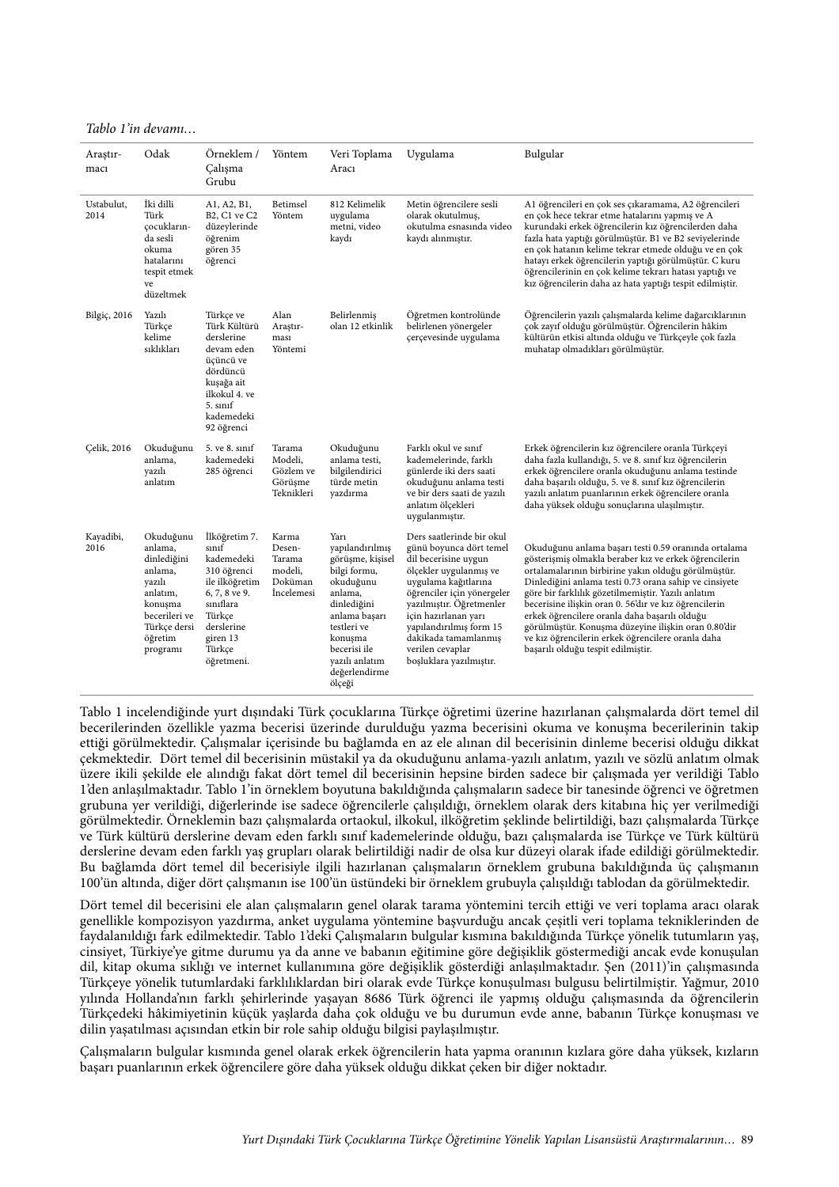*Tablo 1'in devamı…*

| Araştırmacı | Odak | Örneklem / Çalışma Grubu | Yöntem | Veri Toplama Aracı | Uygulama | Bulgular |
|---|---|---|---|---|---|---|
| Ustabulut, 2014 | İki dilli Türk çocuklarında sesli okuma hatalarını tespit etmek ve düzeltmek | A1, A2, B1, B2, C1 ve C2 düzeylerinde öğrenim gören 35 öğrenci | Betimsel Yöntem | 812 Kelimelik uygulama metni, video kaydı | Metin öğrencilere sesli olarak okutulmuş, okutulma esnasında video kaydı alınmıştır. | A1 öğrencileri en çok ses çıkaramama, A2 öğrencileri en çok hece tekrar etme hatalarını yapmış ve A kurundaki erkek öğrencilerin kız öğrencilerden daha fazla hata yaptığı görülmüştür. B1 ve B2 seviyelerinde en çok hatanın kelime tekrar etmede olduğu ve en çok hatayı erkek öğrencilerin yaptığı görülmüştür. C kuru öğrencilerinin en çok kelime tekrarı hatası yaptığı ve kız öğrencilerin daha az hata yaptığı tespit edilmiştir. |
| Bilgiç, 2016 | Yazılı Türkçe kelime sıklıkları | Türkçe ve Türk Kültürü derslerine devam eden üçüncü ve dördüncü kuşağa ait ilkokul 4. ve 5. sınıf kademedeki 92 öğrenci | Alan Araştırması Yöntemi | Belirlenmiş olan 12 etkinlik | Öğretmen kontrolünde belirlenen yönergeler çerçevesinde uygulama | Öğrencilerin yazılı çalışmalarda kelime dağarcıklarının çok zayıf olduğu görülmüştür. Öğrencilerin hâkim kültürün etkisi altında olduğu ve Türkçeyle çok fazla muhatap olmadıkları görülmüştür. |
| Çelik, 2016 | Okuduğunu anlama, yazılı anlatım | 5. ve 8. sınıf kademedeki 285 öğrenci | Tarama Modeli, Gözlem ve Görüşme Teknikleri | Okuduğunu anlama testi, bilgilendirici türde metin yazdırma | Farklı okul ve sınıf kademelerinde, farklı günlerde iki ders saati okuduğunu anlama testi ve bir ders saati de yazılı anlatım ölçekleri uygulanmıştır. | Erkek öğrencilerin kız öğrencilere oranla Türkçeyi daha fazla kullandığı, 5. ve 8. sınıf kız öğrencilerin erkek öğrencilere oranla okuduğunu anlama testinde daha başarılı olduğu, 5. ve 8. sınıf kız öğrencilerin yazılı anlatım puanlarının erkek öğrencilere oranla daha yüksek olduğu sonuçlarına ulaşılmıştır. |
| Kayadibi, 2016 | Okuduğunu anlama, dinlediğini anlama, yazılı anlatım, konuşma becerileri ve Türkçe dersi öğretim programı | İlköğretim 7. sınıf kademedeki 310 öğrenci ile ilköğretim 6, 7, 8 ve 9. sınıflara Türkçe derslerine giren 13 Türkçe öğretmeni. | Karma Desen-Tarama modeli, Doküman İncelemesi | Yarı yapılandırılmış görüşme, kişisel bilgi formu, okuduğunu anlama, dinlediğini anlama başarı testleri ve konuşma becerisi ile yazılı anlatım değerlendirme ölçeği | Ders saatlerinde bir okul günü boyunca dört temel dil becerisine uygun ölçekler uygulanmış ve uygulama kağıtlarına öğrenciler için yönergeler yazılmıştır. Öğretmenler için hazırlanan yarı yapılandırılmış form 15 dakikada tamamlanmış verilen cevaplar boşluklara yazılmıştır. | Okuduğunu anlama başarı testi 0.59 oranında ortalama gösterişmiş olmakla beraber kız ve erkek öğrencilerin ortalamalarının birbirine yakın olduğu görülmüştür. Dinlediğini anlama testi 0.73 orana sahip ve cinsiyete göre bir farklılık gözetilmemiştir. Yazılı anlatım becerisine ilişkin oran 0. 56'dır ve kız öğrencilerin erkek öğrencilere oranla daha başarılı olduğu görülmüştür. Konuşma düzeyine ilişkin oran 0.80'dir ve kız öğrencilerin erkek öğrencilere oranla daha başarılı olduğu tespit edilmiştir. |

Tablo 1 incelendiğinde yurt dışındaki Türk çocuklarına Türkçe öğretimi üzerine hazırlanan çalışmalarda dört temel dil becerilerinden özellikle yazma becerisi üzerinde durulduğu yazma becerisini okuma ve konuşma becerilerinin takip ettiği görülmektedir. Çalışmalar içerisinde bu bağlamda en az ele alınan dil becerisinin dinleme becerisi olduğu dikkat çekmektedir. Dört temel dil becerisinin müstakil ya da okuduğunu anlama-yazılı anlatım, yazılı ve sözlü anlatım olmak üzere ikili şekilde ele alındığı fakat dört temel dil becerisinin hepsine birden sadece bir çalışmada yer verildiği Tablo 1'den anlaşılmaktadır. Tablo 1'in örneklem boyutuna bakıldığında çalışmaların sadece bir tanesinde öğrenci ve öğretmen grubuna yer verildiği, diğerlerinde ise sadece öğrencilerle çalışıldığı, örneklem olarak ders kitabına hiç yer verilmediği görülmektedir. Örneklemin bazı çalışmalarda ortaokul, ilkokul, ilköğretim şeklinde belirtildiği, bazı çalışmalarda Türkçe ve Türk kültürü derslerine devam eden farklı sınıf kademelerinde olduğu, bazı çalışmalarda ise Türkçe ve Türk kültürü derslerine devam eden farklı yaş grupları olarak belirtildiği nadir de olsa kur düzeyi olarak ifade edildiği görülmektedir. Bu bağlamda dört temel dil becerisiyle ilgili hazırlanan çalışmaların örneklem grubuna bakıldığında üç çalışmanın 100'ün altında, diğer dört çalışmanın ise 100'ün üstündeki bir örneklem grubuyla çalışıldığı tablodan da görülmektedir.

Dört temel dil becerisini ele alan çalışmaların genel olarak tarama yöntemini tercih ettiği ve veri toplama aracı olarak genellikle kompozisyon yazdırma, anket uygulama yöntemine başvurduğu ancak çeşitli veri toplama tekniklerinden de faydalanıldığı fark edilmektedir. Tablo 1'deki Çalışmaların bulgular kısmına bakıldığında Türkçe yönelik tutumların yaş, cinsiyet, Türkiye'ye gitme durumu ya da anne ve babanın eğitimine göre değişiklik göstermediği ancak evde konuşulan dil, kitap okuma sıklığı ve internet kullanımına göre değişiklik gösterdiği anlaşılmaktadır. Şen (2011)'in çalışmasında Türkçeye yönelik tutumlardaki farklılıklardan biri olarak evde Türkçe konuşulması bulgusu belirtilmiştir. Yağmur, 2010 yılında Hollanda'nın farklı şehirlerinde yaşayan 8686 Türk öğrenci ile yapmış olduğu çalışmasında da öğrencilerin Türkçedeki hâkimiyetinin küçük yaşlarda daha çok olduğu ve bu durumun evde anne, babanın Türkçe konuşması ve dilin yaşatılması açısından etkin bir role sahip olduğu bilgisi paylaşılmıştır.

Çalışmaların bulgular kısmında genel olarak erkek öğrencilerin hata yapma oranının kızlara göre daha yüksek, kızların başarı puanlarının erkek öğrencilere göre daha yüksek olduğu dikkat çeken bir diğer noktadır.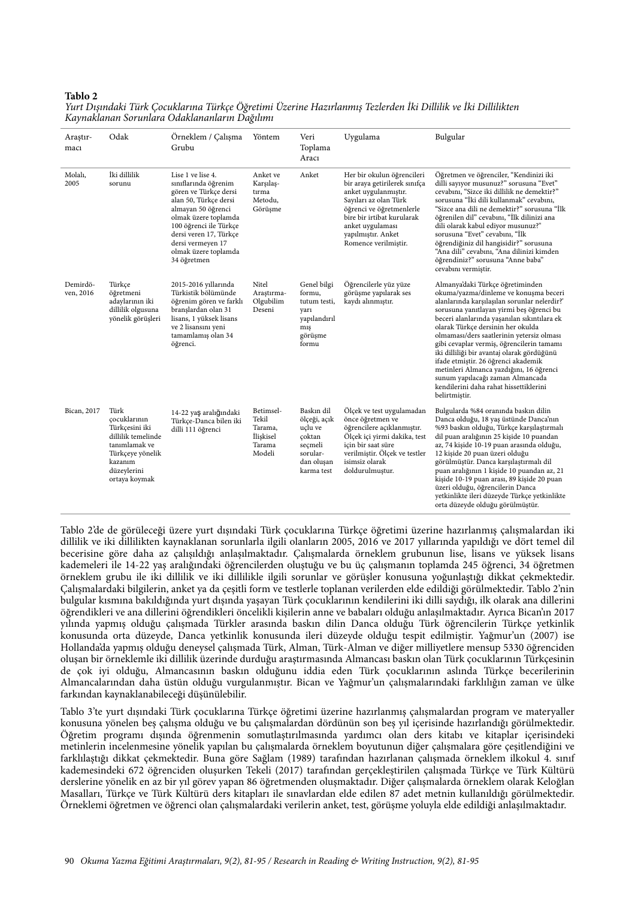**Tablo 2**

*Yurt Dışındaki Türk Çocuklarına Türkçe Öğretimi Üzerine Hazırlanmış Tezlerden İki Dillilik ve İki Dillilikten Kaynaklanan Sorunlara Odaklananların Dağılımı*

| Araştırmacı | Odak | Örneklem / Çalışma Grubu | Yöntem | Veri Toplama Aracı | Uygulama | Bulgular |
|---|---|---|---|---|---|---|
| Molalı, 2005 | İki dillilik sorunu | Lise 1 ve lise 4. sınıflarında öğrenim gören ve Türkçe dersi alan 50, Türkçe dersi almayan 50 öğrenci olmak üzere toplamda 100 öğrenci ile Türkçe dersi veren 17, Türkçe dersi vermeyen 17 olmak üzere toplamda 34 öğretmen | Anket ve Karşılaştırma Metodu, Görüşme | Anket | Her bir okulun öğrencileri bir araya getirilerek sınıfça anket uygulanmıştır. Sayıları az olan Türk öğrenci ve öğretmenlerle bire bir irtibat kurularak anket uygulaması yapılmıştır. Anket Romence verilmiştir. | Öğretmen ve öğrenciler, "Kendinizi iki dilli sayıyor musunuz?" sorusuna "Evet" cevabını, "Sizce iki dillilik ne demektir?" sorusuna "İki dili kullanmak" cevabını, "Sizce ana dili ne demektir?" sorusuna "İlk öğrenilen dil" cevabını, "İlk dilinizi ana dili olarak kabul ediyor musunuz?" sorusuna "Evet" cevabını, "İlk öğrendiğiniz dil hangisidir?" sorusuna "Ana dili" cevabını, "Ana dilinizi kimden öğrendiniz?" sorusuna "Anne baba" cevabını vermiştir. |
| Demirdöven, 2016 | Türkçe öğretmeni adaylarının iki dillilik olgusuna yönelik görüşleri | 2015-2016 yıllarında Türkistik bölümünde öğrenim gören ve farklı branşlardan olan 31 lisans, 1 yüksek lisans ve 2 lisansını yeni tamamlamış olan 34 öğrenci. | Nitel Araştırma-Olgubilim Deseni | Genel bilgi formu, tutum testi, yarı yapılandırılmış görüşme formu | Öğrencilerle yüz yüze görüşme yapılarak ses kaydı alınmıştır. | Almanya'daki Türkçe öğretiminden okuma/yazma/dinleme ve konuşma beceri alanlarında karşılaşılan sorunlar nelerdir?' sorusuna yanıtlayan yirmi beş öğrenci bu beceri alanlarında yaşanılan sıkıntılara ek olarak Türkçe dersinin her okulda olmaması/ders saatlerinin yetersiz olması gibi cevaplar vermiş, öğrencilerin tamamı iki dilliliği bir avantaj olarak gördüğünü ifade etmiştir. 26 öğrenci akademik metinleri Almanca yazdığını, 16 öğrenci sunum yapılacağı zaman Almancada kendilerini daha rahat hissettiklerini belirtmiştir. |
| Bican, 2017 | Türk çocuklarının Türkçesini iki dillilik temelinde tanımlamak ve Türkçeye yönelik kazanım düzeylerini ortaya koymak | 14-22 yaş aralığındaki Türkçe-Danca bilen iki dilli 111 öğrenci | Betimsel-Tekil Tarama, İlişkisel Tarama Modeli | Baskın dil ölçeği, açık uçlu ve çoktan seçmeli sorulardan oluşan karma test | Ölçek ve test uygulamadan önce öğretmen ve öğrencilere açıklanmıştır. Ölçek içi yirmi dakika, test için bir saat süre verilmiştir. Ölçek ve testler isimsiz olarak doldurulmuştur. | Bulgularda %84 oranında baskın dilin Danca olduğu, 18 yaş üstünde Danca'nın %93 baskın olduğu, Türkçe karşılaştırmalı dil puan aralığının 25 kişide 10 puandan az, 74 kişide 10-19 puan arasında olduğu, 12 kişide 20 puan üzeri olduğu görülmüştür. Danca karşılaştırmalı dil puan aralığının 1 kişide 10 puandan az, 21 kişide 10-19 puan arası, 89 kişide 20 puan üzeri olduğu, öğrencilerin Danca yetkinlikte ileri düzeyde Türkçe yetkinlikte orta düzeyde olduğu görülmüştür. |

Tablo 2'de de görüleceği üzere yurt dışındaki Türk çocuklarına Türkçe öğretimi üzerine hazırlanmış çalışmalardan iki dillilik ve iki dillilikten kaynaklanan sorunlarla ilgili olanların 2005, 2016 ve 2017 yıllarında yapıldığı ve dört temel dil becerisine göre daha az çalışıldığı anlaşılmaktadır. Çalışmalarda örneklem grubunun lise, lisans ve yüksek lisans kademeleri ile 14-22 yaş aralığındaki öğrencilerden oluştuğu ve bu üç çalışmanın toplamda 245 öğrenci, 34 öğretmen örneklem grubu ile iki dillilik ve iki dillilikle ilgili sorunlar ve görüşler konusuna yoğunlaştığı dikkat çekmektedir. Çalışmalardaki bilgilerin, anket ya da çeşitli form ve testlerle toplanan verilerden elde edildiği görülmektedir. Tablo 2'nin bulgular kısmına bakıldığında yurt dışında yaşayan Türk çocuklarının kendilerini iki dilli saydığı, ilk olarak ana dillerini öğrendikleri ve ana dillerini öğrendikleri öncelikli kişilerin anne ve babaları olduğu anlaşılmaktadır. Ayrıca Bican'ın 2017 yılında yapmış olduğu çalışmada Türkler arasında baskın dilin Danca olduğu Türk öğrencilerin Türkçe yetkinlik konusunda orta düzeyde, Danca yetkinlik konusunda ileri düzeyde olduğu tespit edilmiştir. Yağmur'un (2007) ise Hollanda'da yapmış olduğu deneysel çalışmada Türk, Alman, Türk-Alman ve diğer milliyetlere mensup 5330 öğrenciden oluşan bir örneklemle iki dillilik üzerinde durduğu araştırmasında Almancası baskın olan Türk çocuklarının Türkçesinin de çok iyi olduğu, Almancasının baskın olduğunu iddia eden Türk çocuklarının aslında Türkçe becerilerinin Almancalarından daha üstün olduğu vurgulanmıştır. Bican ve Yağmur'un çalışmalarındaki farklılığın zaman ve ülke farkından kaynaklanabileceği düşünülebilir.

Tablo 3'te yurt dışındaki Türk çocuklarına Türkçe öğretimi üzerine hazırlanmış çalışmalardan program ve materyaller konusuna yönelen beş çalışma olduğu ve bu çalışmalardan dördünün son beş yıl içerisinde hazırlandığı görülmektedir. Öğretim programı dışında öğrenmenin somutlaştırılmasında yardımcı olan ders kitabı ve kitaplar içerisindeki metinlerin incelenmesine yönelik yapılan bu çalışmalarda örneklem boyutunun diğer çalışmalara göre çeşitlendiğini ve farklılaştığı dikkat çekmektedir. Buna göre Sağlam (1989) tarafından hazırlanan çalışmada örneklem ilkokul 4. sınıf kademesindeki 672 öğrenciden oluşurken Tekeli (2017) tarafından gerçekleştirilen çalışmada Türkçe ve Türk Kültürü derslerine yönelik en az bir yıl görev yapan 86 öğretmenden oluşmaktadır. Diğer çalışmalarda örneklem olarak Keloğlan Masalları, Türkçe ve Türk Kültürü ders kitapları ile sınavlardan elde edilen 87 adet metnin kullanıldığı görülmektedir. Örneklemi öğretmen ve öğrenci olan çalışmalardaki verilerin anket, test, görüşme yoluyla elde edildiği anlaşılmaktadır.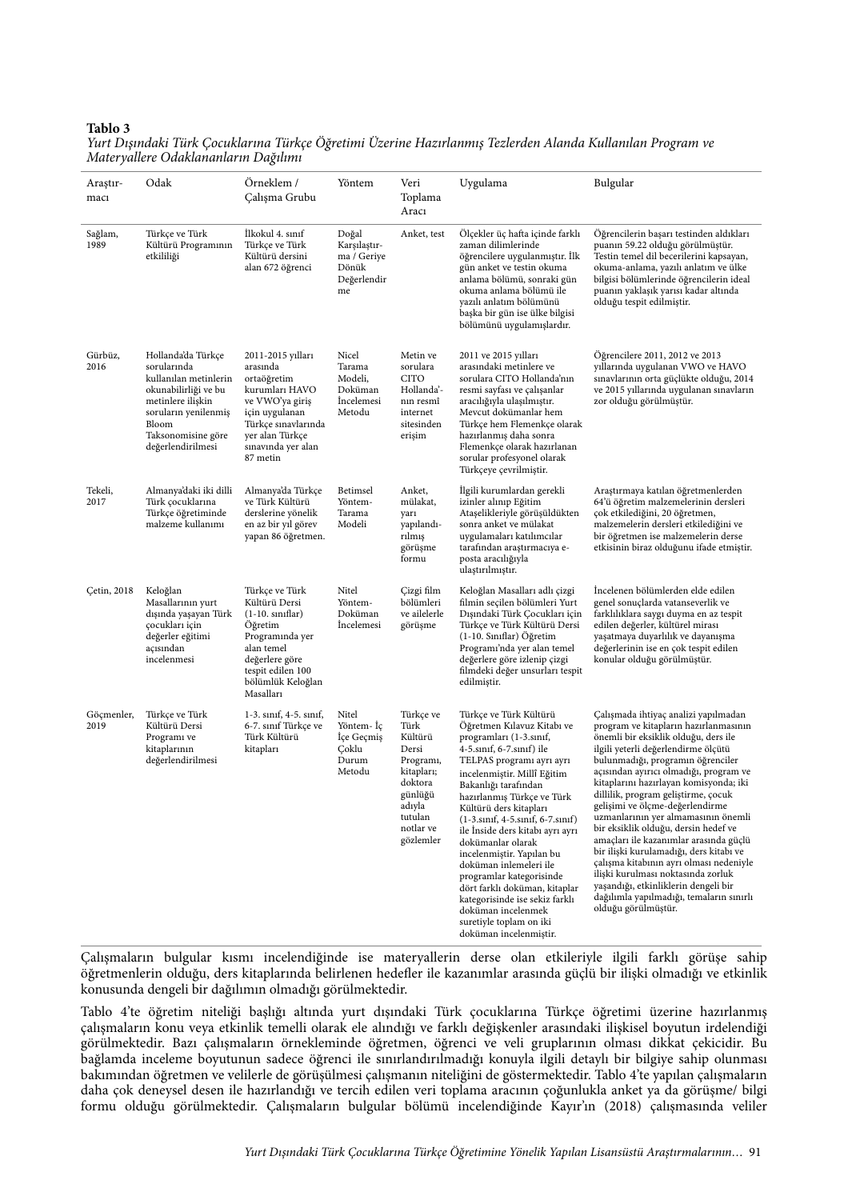**Tablo 3**
*Yurt Dışındaki Türk Çocuklarına Türkçe Öğretimi Üzerine Hazırlanmış Tezlerden Alanda Kullanılan Program ve Materyallere Odaklananların Dağılımı*

| Araştırmacı | Odak | Örneklem / Çalışma Grubu | Yöntem | Veri Toplama Aracı | Uygulama | Bulgular |
|---|---|---|---|---|---|---|
| Sağlam, 1989 | Türkçe ve Türk Kültürü Programının etkililiği | İlkokul 4. sınıf Türkçe ve Türk Kültürü dersini alan 672 öğrenci | Doğal Karşılaştırma / Geriye Dönük Değerlendirme | Anket, test | Ölçekler üç hafta içinde farklı zaman dilimlerinde öğrencilere uygulanmıştır. İlk gün anket ve testin okuma anlama bölümü, sonraki gün okuma anlama bölümü ile yazılı anlatım bölümünü başka bir gün ise ülke bilgisi bölümünü uygulamışlardır. | Öğrencilerin başarı testinden aldıkları puanın 59.22 olduğu görülmüştür. Testin temel dil becerilerini kapsayan, okuma-anlama, yazılı anlatım ve ülke bilgisi bölümlerinde öğrencilerin ideal puanın yaklaşık yarısı kadar altında olduğu tespit edilmiştir. |
| Gürbüz, 2016 | Hollanda'da Türkçe sorularında kullanılan metinlerin okunabilirliği ve bu metinlere ilişkin soruların yenilenmiş Bloom Taksonomisine göre değerlendirilmesi | 2011-2015 yılları arasında ortaöğretim kurumları HAVO ve VWO'ya giriş için uygulanan Türkçe sınavlarında yer alan Türkçe sınavında yer alan 87 metin | Nicel Tarama Modeli, Doküman İncelemesi Metodu | Metin ve sorulara CITO Hollanda'nın resmî internet sitesinden erişim | 2011 ve 2015 yılları arasındaki metinlere ve sorulara CITO Hollanda'nın resmi sayfası ve çalışanlar aracılığıyla ulaşılmıştır. Mevcut dokümanlar hem Türkçe hem Flemenkçe olarak hazırlanmış daha sonra Flemenkçe olarak hazırlanan sorular profesyonel olarak Türkçeye çevrilmiştir. | Öğrencilere 2011, 2012 ve 2013 yıllarında uygulanan VWO ve HAVO sınavlarının orta güçlükte olduğu, 2014 ve 2015 yıllarında uygulanan sınavların zor olduğu görülmüştür. |
| Tekeli, 2017 | Almanya'daki iki dilli Türk çocuklarına Türkçe öğretiminde malzeme kullanımı | Almanya'da Türkçe ve Türk Kültürü derslerine yönelik en az bir yıl görev yapan 86 öğretmen. | Betimsel Yöntem-Tarama Modeli | Anket, mülakat, yarı yapılandırılmış görüşme formu | İlgili kurumlardan gerekli izinler alınıp Eğitim Ataşelikleriyle görüşüldükten sonra anket ve mülakat uygulamaları katılımcılar tarafından araştırmacıya e-posta aracılığıyla ulaştırılmıştır. | Araştırmaya katılan öğretmenlerden 64'ü öğretim malzemelerinin dersleri çok etkilediğini, 20 öğretmen, malzemelerin dersleri etkilediğini ve bir öğretmen ise malzemelerin derse etkisinin biraz olduğunu ifade etmiştir. |
| Çetin, 2018 | Keloğlan Masallarının yurt dışında yaşayan Türk çocukları için değerler eğitimi açısından incelenmesi | Türkçe ve Türk Kültürü Dersi (1-10. sınıflar) Öğretim Programında yer alan temel değerlere göre tespit edilen 100 bölümlük Keloğlan Masalları | Nitel Yöntem-Doküman İncelemesi | Çizgi film bölümleri ve ailelerle görüşme | Keloğlan Masalları adlı çizgi filmin seçilen bölümleri Yurt Dışındaki Türk Çocukları için Türkçe ve Türk Kültürü Dersi (1-10. Sınıflar) Öğretim Programı'nda yer alan temel değerlere göre izlenip çizgi filmdeki değer unsurları tespit edilmiştir. | İncelenen bölümlerden elde edilen genel sonuçlarda vatanseverlik ve farklılıklara saygı duyma en az tespit edilen değerler, kültürel mirası yaşatmaya duyarlılık ve dayanışma değerlerinin ise en çok tespit edilen konular olduğu görülmüştür. |
| Göçmenler, 2019 | Türkçe ve Türk Kültürü Dersi Programı ve kitaplarının değerlendirilmesi | 1-3. sınıf, 4-5. sınıf, 6-7. sınıf Türkçe ve Türk Kültürü kitapları | Nitel Yöntem- İç İçe Geçmiş Çoklu Durum Metodu | Türkçe ve Türk Kültürü Dersi Programı, kitapları; doktora günlüğü adıyla tutulan notlar ve gözlemler | Türkçe ve Türk Kültürü Öğretmen Kılavuz Kitabı ve programları (1-3.sınıf, 4-5.sınıf, 6-7.sınıf) ile TELPAS programı ayrı ayrı incelenmiştir. Millî Eğitim Bakanlığı tarafından hazırlanmış Türkçe ve Türk Kültürü ders kitapları (1-3.sınıf, 4-5.sınıf, 6-7.sınıf) ile İnside ders kitabı ayrı ayrı dokümanlar olarak incelenmiştir. Yapılan bu doküman inlemeleri ile programlar kategorisinde dört farklı doküman, kitaplar kategorisinde ise sekiz farklı doküman incelenmek suretiyle toplam on iki doküman incelenmiştir. | Çalışmada ihtiyaç analizi yapılmadan program ve kitapların hazırlanmasının önemli bir eksiklik olduğu, ders ile ilgili yeterli değerlendirme ölçütü bulunmadığı, programın öğrenciler açısından ayırıcı olmadığı, program ve kitaplarını hazırlayan komisyonda; iki dillilik, program geliştirme, çocuk gelişimi ve ölçme-değerlendirme uzmanlarının yer almamasının önemli bir eksiklik olduğu, dersin hedef ve amaçları ile kazanımlar arasında güçlü bir ilişki kurulamadığı, ders kitabı ve çalışma kitabının ayrı olması nedeniyle ilişki kurulması noktasında zorluk yaşandığı, etkinliklerin dengeli bir dağılımla yapılmadığı, temaların sınırlı olduğu görülmüştür. |

Çalışmaların bulgular kısmı incelendiğinde ise materyallerin derse olan etkileriyle ilgili farklı görüşe sahip öğretmenlerin olduğu, ders kitaplarında belirlenen hedefler ile kazanımlar arasında güçlü bir ilişki olmadığı ve etkinlik konusunda dengeli bir dağılımın olmadığı görülmektedir.

Tablo 4'te öğretim niteliği başlığı altında yurt dışındaki Türk çocuklarına Türkçe öğretimi üzerine hazırlanmış çalışmaların konu veya etkinlik temelli olarak ele alındığı ve farklı değişkenler arasındaki ilişkisel boyutun irdelendiği görülmektedir. Bazı çalışmaların örnekleminde öğretmen, öğrenci ve veli gruplarının olması dikkat çekicidir. Bu bağlamda inceleme boyutunun sadece öğrenci ile sınırlandırılmadığı konuyla ilgili detaylı bir bilgiye sahip olunması bakımından öğretmen ve velilerle de görüşülmesi çalışmanın niteliğini de göstermektedir. Tablo 4'te yapılan çalışmaların daha çok deneysel desen ile hazırlandığı ve tercih edilen veri toplama aracının çoğunlukla anket ya da görüşme/ bilgi formu olduğu görülmektedir. Çalışmaların bulgular bölümü incelendiğinde Kayır'ın (2018) çalışmasında veliler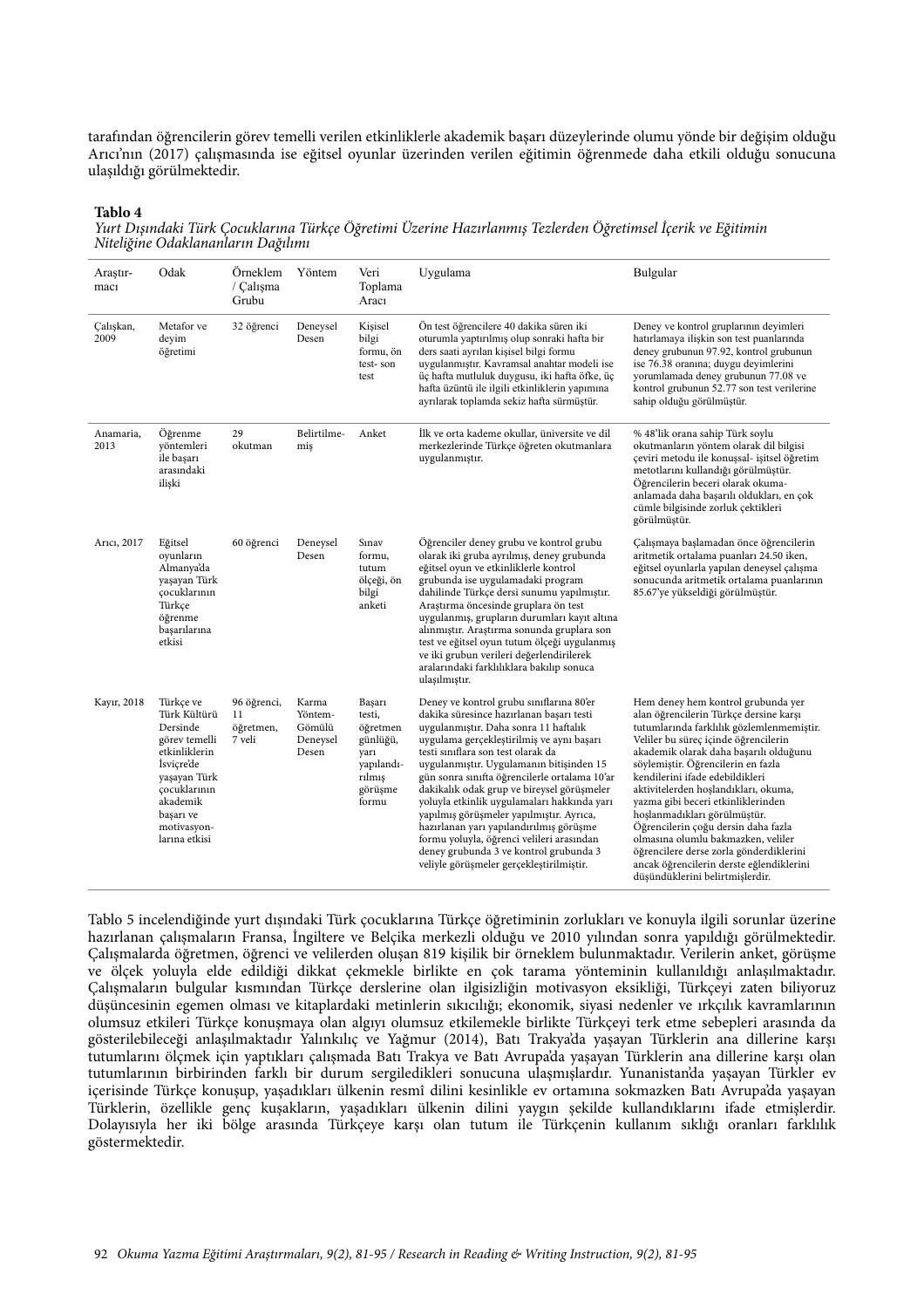tarafından öğrencilerin görev temelli verilen etkinliklerle akademik başarı düzeylerinde olumu yönde bir değişim olduğu Arıcı'nın (2017) çalışmasında ise eğitsel oyunlar üzerinden verilen eğitimin öğrenmede daha etkili olduğu sonucuna ulaşıldığı görülmektedir.

**Tablo 4**
*Yurt Dışındaki Türk Çocuklarına Türkçe Öğretimi Üzerine Hazırlanmış Tezlerden Öğretimsel İçerik ve Eğitimin Niteliğine Odaklananların Dağılımı*

| Araştırmacı | Odak | Örneklem / Çalışma Grubu | Yöntem | Veri Toplama Aracı | Uygulama | Bulgular |
|---|---|---|---|---|---|---|
| Çalışkan, 2009 | Metafor ve deyim öğretimi | 32 öğrenci | Deneysel Desen | Kişisel bilgi formu, ön test- son test | Ön test öğrencilere 40 dakika süren iki oturumla yaptırılmış olup sonraki hafta bir ders saati ayrılan kişisel bilgi formu uygulanmıştır. Kavramsal anahtar modeli ise üç hafta mutluluk duygusu, iki hafta öfke, üç hafta üzüntü ile ilgili etkinliklerin yapımına ayrılarak toplamda sekiz hafta sürmüştür. | Deney ve kontrol gruplarının deyimleri hatırlamaya ilişkin son test puanlarında deney grubunun 97.92, kontrol grubunun ise 76.38 oranına; duygu deyimlerini yorumlamada deney grubunun 77.08 ve kontrol grubunun 52.77 son test verilerine sahip olduğu görülmüştür. |
| Anamaria, 2013 | Öğrenme yöntemleri ile başarı arasındaki ilişki | 29 okutman | Belirtilmemiş | Anket | İlk ve orta kademe okullar, üniversite ve dil merkezlerinde Türkçe öğreten okutmanlara uygulanmıştır. | % 48'lik orana sahip Türk soylu okutmanların yöntem olarak dil bilgisi çeviri metodu ile konuşsal- işitsel öğretim metotlarını kullandığı görülmüştür. Öğrencilerin beceri olarak okuma-anlamada daha başarılı oldukları, en çok cümle bilgisinde zorluk çektikleri görülmüştür. |
| Arıcı, 2017 | Eğitsel oyunların Almanya'da yaşayan Türk çocuklarının Türkçe öğrenme başarılarına etkisi | 60 öğrenci | Deneysel Desen | Sınav formu, tutum ölçeği, ön bilgi anketi | Öğrenciler deney grubu ve kontrol grubu olarak iki gruba ayrılmış, deney grubunda eğitsel oyun ve etkinliklerle kontrol grubunda ise uygulamadaki program dahilinde Türkçe dersi sunumu yapılmıştır. Araştırma öncesinde gruplara ön test uygulanmış, grupların durumları kayıt altına alınmıştır. Araştırma sonunda gruplara son test ve eğitsel oyun tutum ölçeği uygulanmış ve iki grubun verileri değerlendirilerek aralarındaki farklılıklara bakılıp sonuca ulaşılmıştır. | Çalışmaya başlamadan önce öğrencilerin aritmetik ortalama puanları 24.50 iken, eğitsel oyunlarla yapılan deneysel çalışma sonucunda aritmetik ortalama puanlarının 85.67'ye yükseldiği görülmüştür. |
| Kayır, 2018 | Türkçe ve Türk Kültürü Dersinde görev temelli etkinliklerin İsviçre'de yaşayan Türk çocuklarının akademik başarı ve motivasyonlarına etkisi | 96 öğrenci, 11 öğretmen, 7 veli | Karma Yöntem-Gömülü Deneysel Desen | Başarı testi, öğretmen günlüğü, yarı yapılandırılmış görüşme formu | Deney ve kontrol grubu sınıflarına 80'er dakika süresince hazırlanan başarı testi uygulanmıştır. Daha sonra 11 haftalık uygulama gerçekleştirilmiş ve aynı başarı testi sınıflara son test olarak da uygulanmıştır. Uygulamanın bitişinden 15 gün sonra sınıfta öğrencilerle ortalama 10'ar dakikalık odak grup ve bireysel görüşmeler yoluyla etkinlik uygulamaları hakkında yarı yapılmış görüşmeler yapılmıştır. Ayrıca, hazırlanan yarı yapılandırılmış görüşme formu yoluyla, öğrenci velileri arasından deney grubunda 3 ve kontrol grubunda 3 veliyle görüşmeler gerçekleştirilmiştir. | Hem deney hem kontrol grubunda yer alan öğrencilerin Türkçe dersine karşı tutumlarında farklılık gözlemlenmemiştir. Veliler bu süreç içinde öğrencilerin akademik olarak daha başarılı olduğunu söylemiştir. Öğrencilerin en fazla kendilerini ifade edebildikleri aktivitelerden hoşlandıkları, okuma, yazma gibi beceri etkinliklerinden hoşlanmadıkları görülmüştür. Öğrencilerin çoğu dersin daha fazla olmasına olumlu bakmazken, veliler öğrencilere derse zorla gönderdiklerini ancak öğrencilerin derste eğlendiklerini düşündüklerini belirtmişlerdir. |

Tablo 5 incelendiğinde yurt dışındaki Türk çocuklarına Türkçe öğretiminin zorlukları ve konuyla ilgili sorunlar üzerine hazırlanan çalışmaların Fransa, İngiltere ve Belçika merkezli olduğu ve 2010 yılından sonra yapıldığı görülmektedir. Çalışmalarda öğretmen, öğrenci ve velilerden oluşan 819 kişilik bir örneklem bulunmaktadır. Verilerin anket, görüşme ve ölçek yoluyla elde edildiği dikkat çekmekle birlikte en çok tarama yönteminin kullanıldığı anlaşılmaktadır. Çalışmaların bulgular kısmından Türkçe derslerine olan ilgisizliğin motivasyon eksikliği, Türkçeyi zaten biliyoruz düşüncesinin egemen olması ve kitaplardaki metinlerin sıkıcılığı; ekonomik, siyasi nedenler ve ırkçılık kavramlarının olumsuz etkileri Türkçe konuşmaya olan algıyı olumsuz etkilemekle birlikte Türkçeyi terk etme sebepleri arasında da gösterilebileceği anlaşılmaktadır Yalınkılıç ve Yağmur (2014), Batı Trakya'da yaşayan Türklerin ana dillerine karşı tutumlarını ölçmek için yaptıkları çalışmada Batı Trakya ve Batı Avrupa'da yaşayan Türklerin ana dillerine karşı olan tutumlarının birbirinden farklı bir durum sergiledikleri sonucuna ulaşmışlardır. Yunanistan'da yaşayan Türkler ev içerisinde Türkçe konuşup, yaşadıkları ülkenin resmî dilini kesinlikle ev ortamına sokmazken Batı Avrupa'da yaşayan Türklerin, özellikle genç kuşakların, yaşadıkları ülkenin dilini yaygın şekilde kullandıklarını ifade etmişlerdir. Dolayısıyla her iki bölge arasında Türkçeye karşı olan tutum ile Türkçenin kullanım sıklığı oranları farklılık göstermektedir.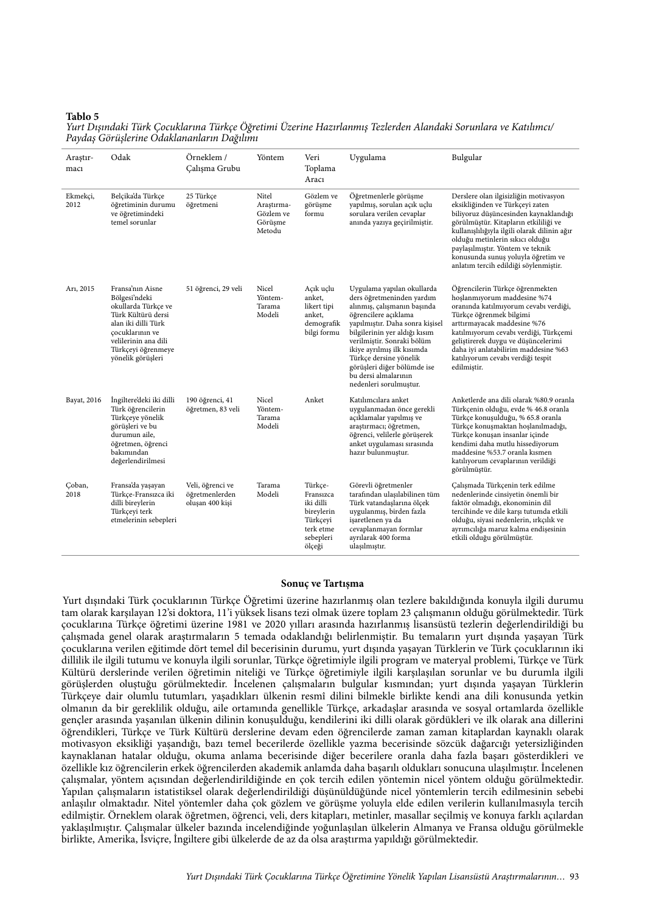**Tablo 5**

*Yurt Dışındaki Türk Çocuklarına Türkçe Öğretimi Üzerine Hazırlanmış Tezlerden Alandaki Sorunlara ve Katılımcı/ Paydaş Görüşlerine Odaklananların Dağılımı*

| Araştırmacı | Odak | Örneklem / Çalışma Grubu | Yöntem | Veri Toplama Aracı | Uygulama | Bulgular |
|---|---|---|---|---|---|---|
| Ekmekçi, 2012 | Belçika'da Türkçe öğretiminin durumu ve öğretimindeki temel sorunlar | 25 Türkçe öğretmeni | Nitel Araştırma-Gözlem ve Görüşme Metodu | Gözlem ve görüşme formu | Öğretmenlerle görüşme yapılmış, sorulan açık uçlu sorulara verilen cevaplar anında yazıya geçirilmiştir. | Derslere olan ilgisizliğin motivasyon eksikliğinden ve Türkçeyi zaten biliyoruz düşüncesinden kaynaklandığı görülmüştür. Kitapların etkililiği ve kullanışlılığıyla ilgili olarak dilinin ağır olduğu metinlerin sıkıcı olduğu paylaşılmıştır. Yöntem ve teknik konusunda sunuş yoluyla öğretim ve anlatım tercih edildiği söylenmiştir. |
| Arı, 2015 | Fransa'nın Aisne Bölgesi'ndeki okullarda Türkçe ve Türk Kültürü dersi alan iki dilli Türk çocuklarının ve velilerinin ana dili Türkçeyi öğrenmeye yönelik görüşleri | 51 öğrenci, 29 veli | Nicel Yöntem-Tarama Modeli | Açık uçlu anket, likert tipi anket, demografik bilgi formu | Uygulama yapılan okullarda ders öğretmeninden yardım alınmış, çalışmanın başında öğrencilere açıklama yapılmıştır. Daha sonra kişisel bilgilerinin yer aldığı kısım verilmiştir. Sonraki bölüm ikiye ayrılmış ilk kısımda Türkçe dersine yönelik görüşleri diğer bölümde ise bu dersi almalarının nedenleri sorulmuştur. | Öğrencilerin Türkçe öğrenmekten hoşlanmıyorum maddesine %74 oranında katılmıyorum cevabı verdiği, Türkçe öğrenmek bilgimi arttırmayacak maddesine %76 katılmıyorum cevabı verdiği, Türkçemi geliştirerek duygu ve düşüncelerimi daha iyi anlatabilirim maddesine %63 katılıyorum cevabı verdiği tespit edilmiştir. |
| Bayat, 2016 | İngiltere'deki iki dilli Türk öğrencilerin Türkçeye yönelik görüşleri ve bu durumun aile, öğretmen, öğrenci bakımından değerlendirilmesi | 190 öğrenci, 41 öğretmen, 83 veli | Nicel Yöntem-Tarama Modeli | Anket | Katılımcılara anket uygulanmadan önce gerekli açıklamalar yapılmış ve araştırmacı; öğretmen, öğrenci, velilerle görüşerek anket uygulaması sırasında hazır bulunmuştur. | Anketlerde ana dili olarak %80.9 oranla Türkçenin olduğu, evde % 46.8 oranla Türkçe konuşulduğu, % 65.8 oranla Türkçe konuşmaktan hoşlanılmadığı, Türkçe konuşan insanlar içinde kendimi daha mutlu hissediyorum maddesine %53.7 oranla kısmen katılıyorum cevaplarının verildiği görülmüştür. |
| Çoban, 2018 | Fransa'da yaşayan Türkçe-Fransızca iki dilli bireylerin Türkçeyi terk etmelerinin sebepleri | Veli, öğrenci ve öğretmenlerden oluşan 400 kişi | Tarama Modeli | Türkçe-Fransızca iki dilli bireylerin Türkçeyi terk etme sebepleri ölçeği | Görevli öğretmenler tarafından ulaşılabilinen tüm Türk vatandaşlarına ölçek uygulanmış, birden fazla işaretlenen ya da cevaplanmayan formlar ayrılarak 400 forma ulaşılmıştır. | Çalışmada Türkçenin terk edilme nedenlerinde cinsiyetin önemli bir faktör olmadığı, ekonominin dil tercihinde ve dile karşı tutumda etkili olduğu, siyasi nedenlerin, ırkçılık ve ayrımcılığa maruz kalma endişesinin etkili olduğu görülmüştür. |

## Sonuç ve Tartışma

Yurt dışındaki Türk çocuklarının Türkçe Öğretimi üzerine hazırlanmış olan tezlere bakıldığında konuyla ilgili durumu tam olarak karşılayan 12'si doktora, 11'i yüksek lisans tezi olmak üzere toplam 23 çalışmanın olduğu görülmektedir. Türk çocuklarına Türkçe öğretimi üzerine 1981 ve 2020 yılları arasında hazırlanmış lisansüstü tezlerin değerlendirildiği bu çalışmada genel olarak araştırmaların 5 temada odaklandığı belirlenmiştir. Bu temaların yurt dışında yaşayan Türk çocuklarına verilen eğitimde dört temel dil becerisinin durumu, yurt dışında yaşayan Türklerin ve Türk çocuklarının iki dillilik ile ilgili tutumu ve konuyla ilgili sorunlar, Türkçe öğretimiyle ilgili program ve materyal problemi, Türkçe ve Türk Kültürü derslerinde verilen öğretimin niteliği ve Türkçe öğretimiyle ilgili karşılaşılan sorunlar ve bu durumla ilgili görüşlerden oluştuğu görülmektedir. İncelenen çalışmaların bulgular kısmından; yurt dışında yaşayan Türklerin Türkçeye dair olumlu tutumları, yaşadıkları ülkenin resmî dilini bilmekle birlikte kendi ana dili konusunda yetkin olmanın da bir gereklilik olduğu, aile ortamında genellikle Türkçe, arkadaşlar arasında ve sosyal ortamlarda özellikle gençler arasında yaşanılan ülkenin dilinin konuşulduğu, kendilerini iki dilli olarak gördükleri ve ilk olarak ana dillerini öğrendikleri, Türkçe ve Türk Kültürü derslerine devam eden öğrencilerde zaman zaman kitaplardan kaynaklı olarak motivasyon eksikliği yaşandığı, bazı temel becerilerde özellikle yazma becerisinde sözcük dağarcığı yetersizliğinden kaynaklanan hatalar olduğu, okuma anlama becerisinde diğer becerilere oranla daha fazla başarı gösterdikleri ve özellikle kız öğrencilerin erkek öğrencilerden akademik anlamda daha başarılı oldukları sonucuna ulaşılmıştır. İncelenen çalışmalar, yöntem açısından değerlendirildiğinde en çok tercih edilen yöntemin nicel yöntem olduğu görülmektedir. Yapılan çalışmaların istatistiksel olarak değerlendirildiği düşünüldüğünde nicel yöntemlerin tercih edilmesinin sebebi anlaşılır olmaktadır. Nitel yöntemler daha çok gözlem ve görüşme yoluyla elde edilen verilerin kullanılmasıyla tercih edilmiştir. Örneklem olarak öğretmen, öğrenci, veli, ders kitapları, metinler, masallar seçilmiş ve konuya farklı açılardan yaklaşılmıştır. Çalışmalar ülkeler bazında incelendiğinde yoğunlaşılan ülkelerin Almanya ve Fransa olduğu görülmekle birlikte, Amerika, İsviçre, İngiltere gibi ülkelerde de az da olsa araştırma yapıldığı görülmektedir.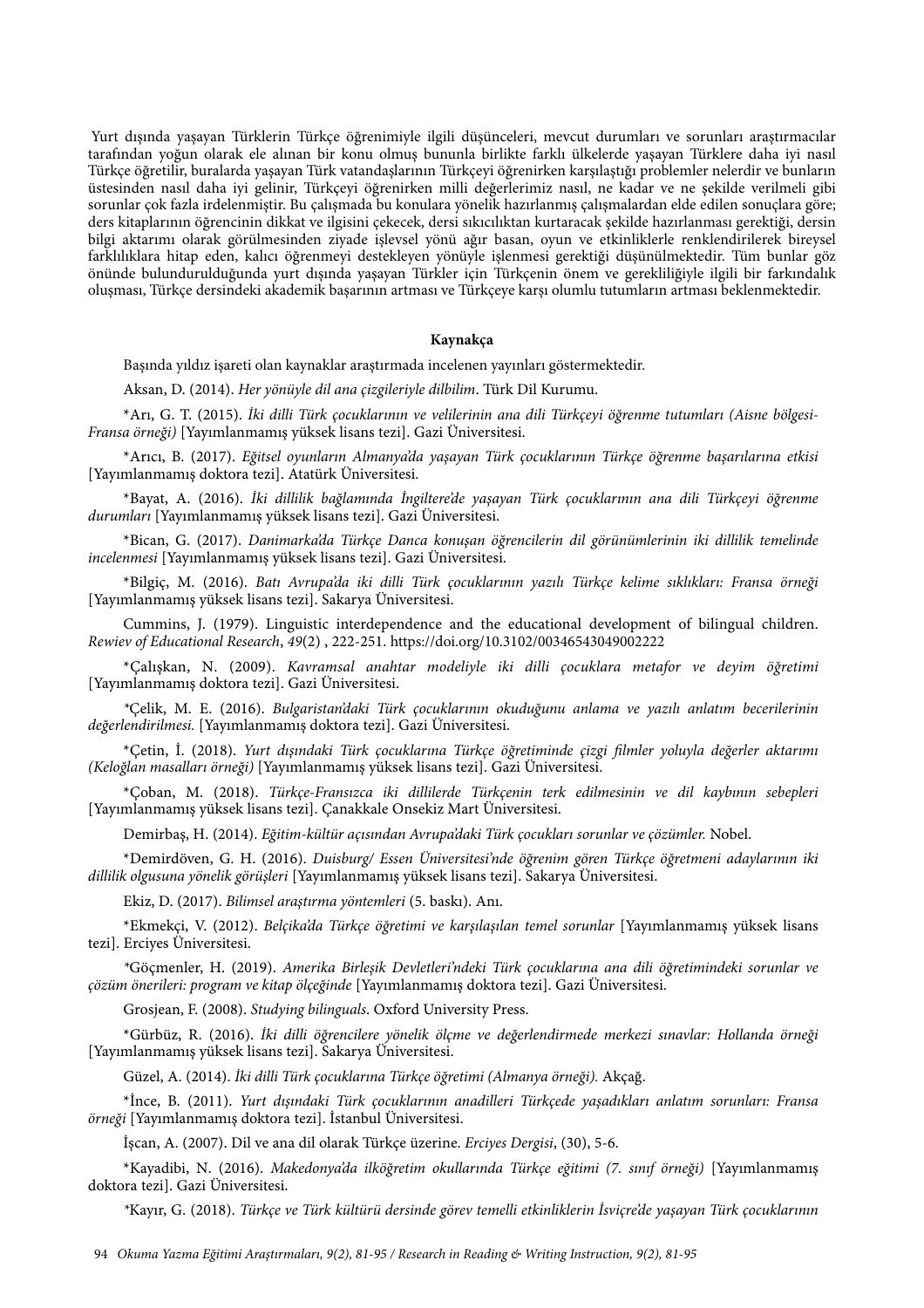Yurt dışında yaşayan Türklerin Türkçe öğrenimiyle ilgili düşünceleri, mevcut durumları ve sorunları araştırmacılar tarafından yoğun olarak ele alınan bir konu olmuş bununla birlikte farklı ülkelerde yaşayan Türklere daha iyi nasıl Türkçe öğretilir, buralarda yaşayan Türk vatandaşlarının Türkçeyi öğrenirken karşılaştığı problemler nelerdir ve bunların üstesinden nasıl daha iyi gelinir, Türkçeyi öğrenirken milli değerlerimiz nasıl, ne kadar ve ne şekilde verilmeli gibi sorunlar çok fazla irdelenmiştir. Bu çalışmada bu konulara yönelik hazırlanmış çalışmalardan elde edilen sonuçlara göre; ders kitaplarının öğrencinin dikkat ve ilgisini çekecek, dersi sıkıcılıktan kurtaracak şekilde hazırlanması gerektiği, dersin bilgi aktarımı olarak görülmesinden ziyade işlevsel yönü ağır basan, oyun ve etkinliklerle renklendirilerek bireysel farklılıklara hitap eden, kalıcı öğrenmeyi destekleyen yönüyle işlenmesi gerektiği düşünülmektedir. Tüm bunlar göz önünde bulundurulduğunda yurt dışında yaşayan Türkler için Türkçenin önem ve gerekliliğiyle ilgili bir farkındalık oluşması, Türkçe dersindeki akademik başarının artması ve Türkçeye karşı olumlu tutumların artması beklenmektedir.

**Kaynakça**

Başında yıldız işareti olan kaynaklar araştırmada incelenen yayınları göstermektedir.

Aksan, D. (2014). *Her yönüyle dil ana çizgileriyle dilbilim*. Türk Dil Kurumu.

*Arı, G. T. (2015). *İki dilli Türk çocuklarının ve velilerinin ana dili Türkçeyi öğrenme tutumları (Aisne bölgesi-Fransa örneği)* [Yayımlanmamış yüksek lisans tezi]. Gazi Üniversitesi.

*Arıcı, B. (2017). *Eğitsel oyunların Almanya'da yaşayan Türk çocuklarının Türkçe öğrenme başarılarına etkisi* [Yayımlanmamış doktora tezi]. Atatürk Üniversitesi.

*Bayat, A. (2016). *İki dillilik bağlamında İngiltere'de yaşayan Türk çocuklarının ana dili Türkçeyi öğrenme durumları* [Yayımlanmamış yüksek lisans tezi]. Gazi Üniversitesi.

*Bican, G. (2017). *Danimarka'da Türkçe Danca konuşan öğrencilerin dil görünümlerinin iki dillilik temelinde incelenmesi* [Yayımlanmamış yüksek lisans tezi]. Gazi Üniversitesi.

*Bilgiç, M. (2016). *Batı Avrupa'da iki dilli Türk çocuklarının yazılı Türkçe kelime sıklıkları: Fransa örneği* [Yayımlanmamış yüksek lisans tezi]. Sakarya Üniversitesi.

Cummins, J. (1979). Linguistic interdependence and the educational development of bilingual children. *Rewiev of Educational Research*, *49*(2) , 222-251. https://doi.org/10.3102/00346543049002222

*Çalışkan, N. (2009). *Kavramsal anahtar modeliyle iki dilli çocuklara metafor ve deyim öğretimi* [Yayımlanmamış doktora tezi]. Gazi Üniversitesi.

*Çelik, M. E. (2016). *Bulgaristan'daki Türk çocuklarının okuduğunu anlama ve yazılı anlatım becerilerinin değerlendirilmesi.* [Yayımlanmamış doktora tezi]. Gazi Üniversitesi.

*Çetin, İ. (2018). *Yurt dışındaki Türk çocuklarına Türkçe öğretiminde çizgi filmler yoluyla değerler aktarımı (Keloğlan masalları örneği)* [Yayımlanmamış yüksek lisans tezi]. Gazi Üniversitesi.

*Çoban, M. (2018). *Türkçe-Fransızca iki dillilerde Türkçenin terk edilmesinin ve dil kaybının sebepleri* [Yayımlanmamış yüksek lisans tezi]. Çanakkale Onsekiz Mart Üniversitesi.

Demirbaş, H. (2014). *Eğitim-kültür açısından Avrupa'daki Türk çocukları sorunlar ve çözümler.* Nobel.

*Demirdöven, G. H. (2016). *Duisburg/ Essen Üniversitesi'nde öğrenim gören Türkçe öğretmeni adaylarının iki dillilik olgusuna yönelik görüşleri* [Yayımlanmamış yüksek lisans tezi]. Sakarya Üniversitesi.

Ekiz, D. (2017). *Bilimsel araştırma yöntemleri* (5. baskı). Anı.

*Ekmekçi, V. (2012). *Belçika'da Türkçe öğretimi ve karşılaşılan temel sorunlar* [Yayımlanmamış yüksek lisans tezi]. Erciyes Üniversitesi.

*Göçmenler, H. (2019). *Amerika Birleşik Devletleri'ndeki Türk çocuklarına ana dili öğretimindeki sorunlar ve çözüm önerileri: program ve kitap ölçeğinde* [Yayımlanmamış doktora tezi]. Gazi Üniversitesi.

Grosjean, F. (2008). *Studying bilinguals*. Oxford University Press.

*Gürbüz, R. (2016). *İki dilli öğrencilere yönelik ölçme ve değerlendirmede merkezi sınavlar: Hollanda örneği* [Yayımlanmamış yüksek lisans tezi]. Sakarya Üniversitesi.

Güzel, A. (2014). *İki dilli Türk çocuklarına Türkçe öğretimi (Almanya örneği).* Akçağ.

*İnce, B. (2011). *Yurt dışındaki Türk çocuklarının anadilleri Türkçede yaşadıkları anlatım sorunları: Fransa örneği* [Yayımlanmamış doktora tezi]. İstanbul Üniversitesi.

İşcan, A. (2007). Dil ve ana dil olarak Türkçe üzerine. *Erciyes Dergisi*, (30), 5-6.

*Kayadibi, N. (2016). *Makedonya'da ilköğretim okullarında Türkçe eğitimi (7. sınıf örneği)* [Yayımlanmamış doktora tezi]. Gazi Üniversitesi.

*Kayır, G. (2018). *Türkçe ve Türk kültürü dersinde görev temelli etkinliklerin İsviçre'de yaşayan Türk çocuklarının*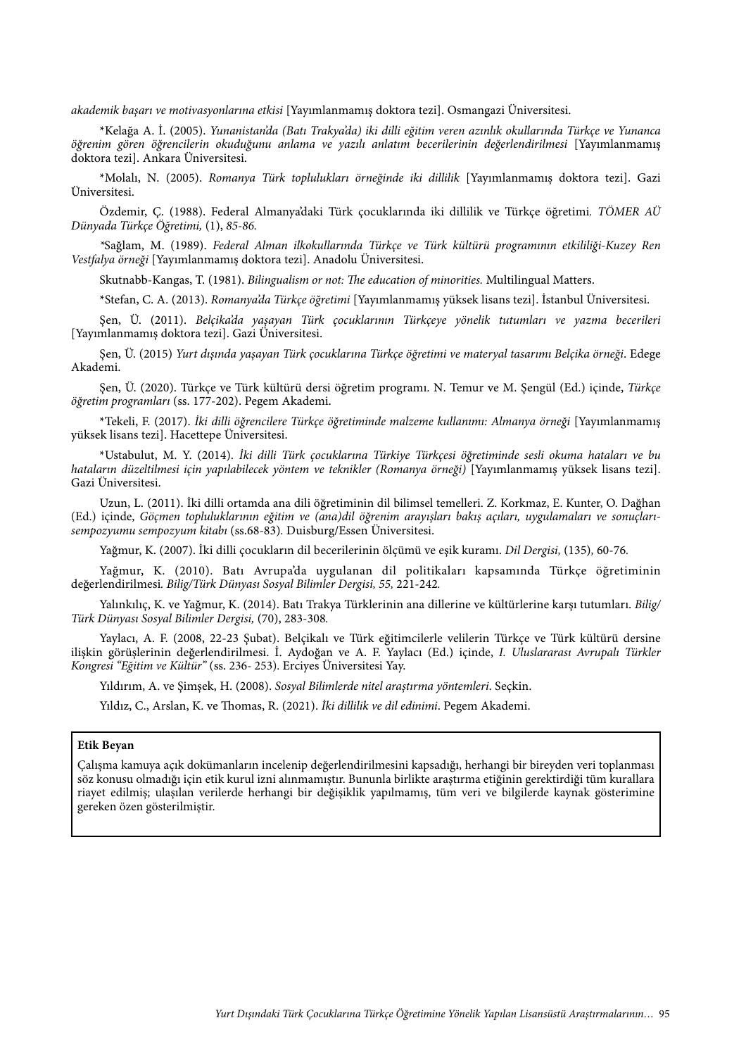*akademik başarı ve motivasyonlarına etkisi* [Yayımlanmamış doktora tezi]. Osmangazi Üniversitesi.

*Kelağa A. İ. (2005). *Yunanistan'da (Batı Trakya'da) iki dilli eğitim veren azınlık okullarında Türkçe ve Yunanca öğrenim gören öğrencilerin okuduğunu anlama ve yazılı anlatım becerilerinin değerlendirilmesi* [Yayımlanmamış doktora tezi]. Ankara Üniversitesi.

*Molalı, N. (2005). *Romanya Türk toplulukları örneğinde iki dillilik* [Yayımlanmamış doktora tezi]. Gazi Üniversitesi.

Özdemir, Ç. (1988). Federal Almanya'daki Türk çocuklarında iki dillilik ve Türkçe öğretimi. *TÖMER AÜ Dünyada Türkçe Öğretimi,* (1), *85-86.*

*Sağlam, M. (1989). *Federal Alman ilkokullarında Türkçe ve Türk kültürü programının etkililiği-Kuzey Ren Vestfalya örneği* [Yayımlanmamış doktora tezi]. Anadolu Üniversitesi.

Skutnabb-Kangas, T. (1981). *Bilingualism or not: The education of minorities.* Multilingual Matters.

*Stefan, C. A. (2013). *Romanya'da Türkçe öğretimi* [Yayımlanmamış yüksek lisans tezi]. İstanbul Üniversitesi.

Şen, Ü. (2011). *Belçika'da yaşayan Türk çocuklarının Türkçeye yönelik tutumları ve yazma becerileri* [Yayımlanmamış doktora tezi]. Gazi Üniversitesi.

Şen, Ü. (2015) *Yurt dışında yaşayan Türk çocuklarına Türkçe öğretimi ve materyal tasarımı Belçika örneği*. Edege Akademi.

Şen, Ü. (2020). Türkçe ve Türk kültürü dersi öğretim programı. N. Temur ve M. Şengül (Ed.) içinde, *Türkçe öğretim programları* (ss. 177-202). Pegem Akademi.

*Tekeli, F. (2017). *İki dilli öğrencilere Türkçe öğretiminde malzeme kullanımı: Almanya örneği* [Yayımlanmamış yüksek lisans tezi]. Hacettepe Üniversitesi.

*Ustabulut, M. Y. (2014). *İki dilli Türk çocuklarına Türkiye Türkçesi öğretiminde sesli okuma hataları ve bu hataların düzeltilmesi için yapılabilecek yöntem ve teknikler (Romanya örneği)* [Yayımlanmamış yüksek lisans tezi]. Gazi Üniversitesi.

Uzun, L. (2011). İki dilli ortamda ana dili öğretiminin dil bilimsel temelleri. Z. Korkmaz, E. Kunter, O. Dağhan (Ed.) içinde, *Göçmen topluluklarının eğitim ve (ana)dil öğrenim arayışları bakış açıları, uygulamaları ve sonuçları-sempozyumu sempozyum kitabı* (ss.68-83)*.* Duisburg/Essen Üniversitesi.

Yağmur, K. (2007). İki dilli çocukların dil becerilerinin ölçümü ve eşik kuramı. *Dil Dergisi,* (135)*,* 60-76*.*

Yağmur, K. (2010). Batı Avrupa'da uygulanan dil politikaları kapsamında Türkçe öğretiminin değerlendirilmesi*. Bilig/Türk Dünyası Sosyal Bilimler Dergisi, 55,* 221-242*.*

Yalınkılıç, K. ve Yağmur, K. (2014). Batı Trakya Türklerinin ana dillerine ve kültürlerine karşı tutumları. *Bilig/ Türk Dünyası Sosyal Bilimler Dergisi,* (70), 283-308*.*

Yaylacı, A. F. (2008, 22-23 Şubat). Belçikalı ve Türk eğitimcilerle velilerin Türkçe ve Türk kültürü dersine ilişkin görüşlerinin değerlendirilmesi. İ. Aydoğan ve A. F. Yaylacı (Ed.) içinde, *I. Uluslararası Avrupalı Türkler Kongresi "Eğitim ve Kültür"* (ss. 236- 253). Erciyes Üniversitesi Yay.

Yıldırım, A. ve Şimşek, H. (2008). *Sosyal Bilimlerde nitel araştırma yöntemleri*. Seçkin.

Yıldız, C., Arslan, K. ve Thomas, R. (2021). *İki dillilik ve dil edinimi*. Pegem Akademi.

**Etik Beyan**

Çalışma kamuya açık dokümanların incelenip değerlendirilmesini kapsadığı, herhangi bir bireyden veri toplanması söz konusu olmadığı için etik kurul izni alınmamıştır. Bununla birlikte araştırma etiğinin gerektirdiği tüm kurallara riayet edilmiş; ulaşılan verilerde herhangi bir değişiklik yapılmamış, tüm veri ve bilgilerde kaynak gösterimine gereken özen gösterilmiştir.